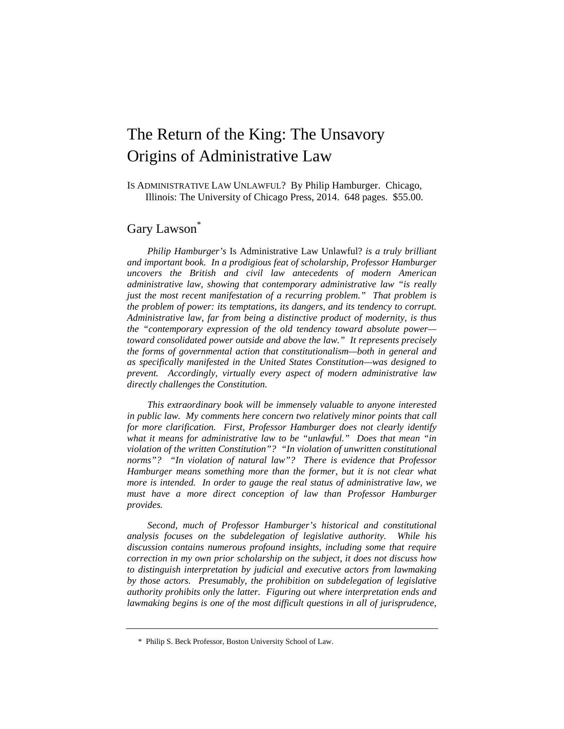# The Return of the King: The Unsavory Origins of Administrative Law

IS ADMINISTRATIVE LAW UNLAWFUL? By Philip Hamburger. Chicago, Illinois: The University of Chicago Press, 2014. 648 pages. $55.00.

## Gary Lawson[*]

*Philip Hamburger's* Is Administrative Law Unlawful? *is a truly brilliant and important book. In a prodigious feat of scholarship, Professor Hamburger uncovers the British and civil law antecedents of modern American administrative law, showing that contemporary administrative law "is really just the most recent manifestation of a recurring problem." That problem is the problem of power: its temptations, its dangers, and its tendency to corrupt. Administrative law, far from being a distinctive product of modernity, is thus the "contemporary expression of the old tendency toward absolute power—toward consolidated power outside and above the law." It represents precisely the forms of governmental action that constitutionalism—both in general and as specifically manifested in the United States Constitution—was designed to prevent. Accordingly, virtually every aspect of modern administrative law directly challenges the Constitution.*

*This extraordinary book will be immensely valuable to anyone interested in public law. My comments here concern two relatively minor points that call for more clarification. First, Professor Hamburger does not clearly identify what it means for administrative law to be "unlawful." Does that mean "in violation of the written Constitution"? "In violation of unwritten constitutional norms"? "In violation of natural law"? There is evidence that Professor Hamburger means something more than the former, but it is not clear what more is intended. In order to gauge the real status of administrative law, we must have a more direct conception of law than Professor Hamburger provides.*

*Second, much of Professor Hamburger's historical and constitutional analysis focuses on the subdelegation of legislative authority. While his discussion contains numerous profound insights, including some that require correction in my own prior scholarship on the subject, it does not discuss how to distinguish interpretation by judicial and executive actors from lawmaking by those actors. Presumably, the prohibition on subdelegation of legislative authority prohibits only the latter. Figuring out where interpretation ends and lawmaking begins is one of the most difficult questions in all of jurisprudence,*

---

\* Philip S. Beck Professor, Boston University School of Law.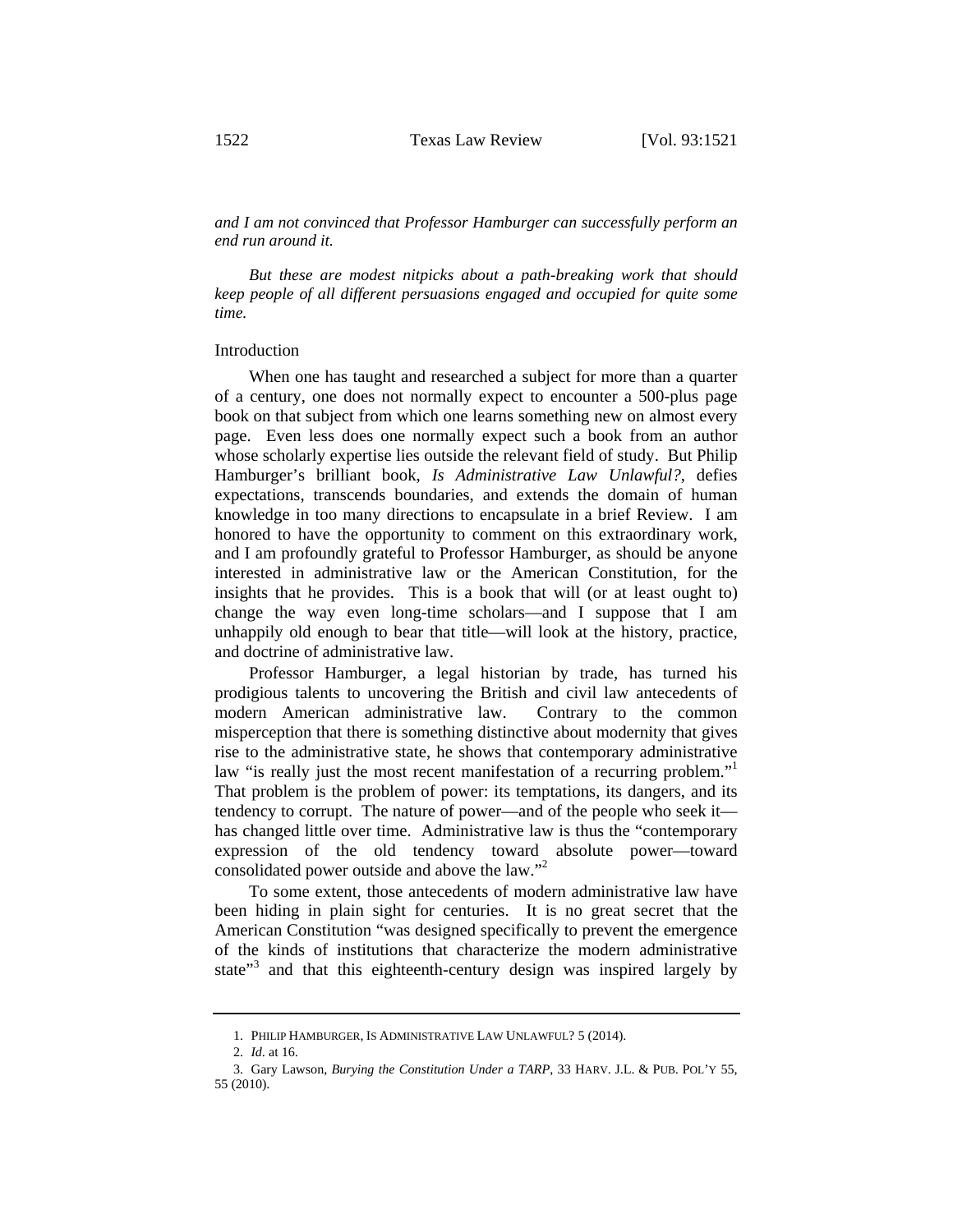*and I am not convinced that Professor Hamburger can successfully perform an end run around it.*

*But these are modest nitpicks about a path-breaking work that should keep people of all different persuasions engaged and occupied for quite some time.*

## Introduction

When one has taught and researched a subject for more than a quarter of a century, one does not normally expect to encounter a 500-plus page book on that subject from which one learns something new on almost every page. Even less does one normally expect such a book from an author whose scholarly expertise lies outside the relevant field of study. But Philip Hamburger's brilliant book, *Is Administrative Law Unlawful?*, defies expectations, transcends boundaries, and extends the domain of human knowledge in too many directions to encapsulate in a brief Review. I am honored to have the opportunity to comment on this extraordinary work, and I am profoundly grateful to Professor Hamburger, as should be anyone interested in administrative law or the American Constitution, for the insights that he provides. This is a book that will (or at least ought to) change the way even long-time scholars—and I suppose that I am unhappily old enough to bear that title—will look at the history, practice, and doctrine of administrative law.

Professor Hamburger, a legal historian by trade, has turned his prodigious talents to uncovering the British and civil law antecedents of modern American administrative law. Contrary to the common misperception that there is something distinctive about modernity that gives rise to the administrative state, he shows that contemporary administrative law "is really just the most recent manifestation of a recurring problem."[1] That problem is the problem of power: its temptations, its dangers, and its tendency to corrupt. The nature of power—and of the people who seek it—has changed little over time. Administrative law is thus the "contemporary expression of the old tendency toward absolute power—toward consolidated power outside and above the law."[2]

To some extent, those antecedents of modern administrative law have been hiding in plain sight for centuries. It is no great secret that the American Constitution "was designed specifically to prevent the emergence of the kinds of institutions that characterize the modern administrative state"[3] and that this eighteenth-century design was inspired largely by

1. PHILIP HAMBURGER, IS ADMINISTRATIVE LAW UNLAWFUL? 5 (2014).

2. *Id.* at 16.

3. Gary Lawson, *Burying the Constitution Under a TARP*, 33 HARV. J.L. & PUB. POL'Y 55, 55 (2010).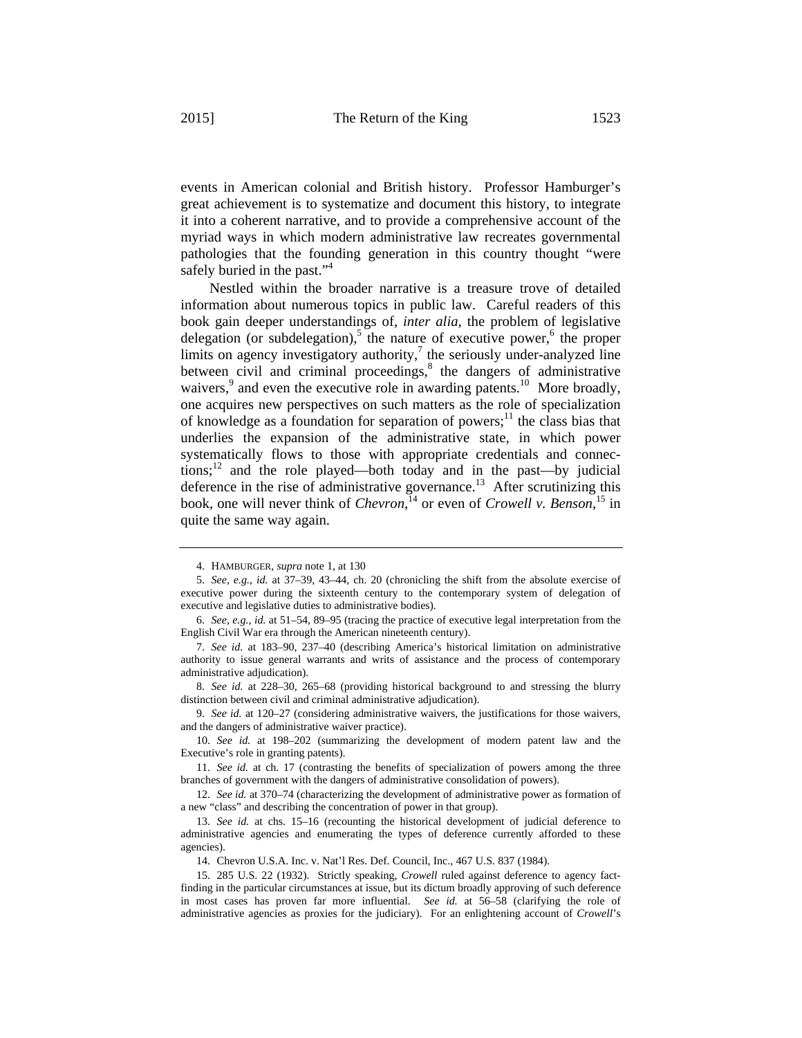events in American colonial and British history. Professor Hamburger's great achievement is to systematize and document this history, to integrate it into a coherent narrative, and to provide a comprehensive account of the myriad ways in which modern administrative law recreates governmental pathologies that the founding generation in this country thought "were safely buried in the past."[4]

Nestled within the broader narrative is a treasure trove of detailed information about numerous topics in public law. Careful readers of this book gain deeper understandings of, *inter alia*, the problem of legislative delegation (or subdelegation),[5] the nature of executive power,[6] the proper limits on agency investigatory authority,[7] the seriously under-analyzed line between civil and criminal proceedings,[8] the dangers of administrative waivers,[9] and even the executive role in awarding patents.[10] More broadly, one acquires new perspectives on such matters as the role of specialization of knowledge as a foundation for separation of powers;[11] the class bias that underlies the expansion of the administrative state, in which power systematically flows to those with appropriate credentials and connections;[12] and the role played—both today and in the past—by judicial deference in the rise of administrative governance.[13] After scrutinizing this book, one will never think of *Chevron*,[14] or even of *Crowell v. Benson*,[15] in quite the same way again.

---

4. HAMBURGER, *supra* note 1, at 130

5. *See, e.g.*, *id.* at 37–39, 43–44, ch. 20 (chronicling the shift from the absolute exercise of executive power during the sixteenth century to the contemporary system of delegation of executive and legislative duties to administrative bodies).

6. *See, e.g.*, *id.* at 51–54, 89–95 (tracing the practice of executive legal interpretation from the English Civil War era through the American nineteenth century).

7. *See id.* at 183–90, 237–40 (describing America's historical limitation on administrative authority to issue general warrants and writs of assistance and the process of contemporary administrative adjudication).

8. *See id.* at 228–30, 265–68 (providing historical background to and stressing the blurry distinction between civil and criminal administrative adjudication).

9. *See id.* at 120–27 (considering administrative waivers, the justifications for those waivers, and the dangers of administrative waiver practice).

10. *See id.* at 198–202 (summarizing the development of modern patent law and the Executive's role in granting patents).

11. *See id.* at ch. 17 (contrasting the benefits of specialization of powers among the three branches of government with the dangers of administrative consolidation of powers).

12. *See id.* at 370–74 (characterizing the development of administrative power as formation of a new "class" and describing the concentration of power in that group).

13. *See id.* at chs. 15–16 (recounting the historical development of judicial deference to administrative agencies and enumerating the types of deference currently afforded to these agencies).

14. Chevron U.S.A. Inc. v. Nat'l Res. Def. Council, Inc., 467 U.S. 837 (1984).

15. 285 U.S. 22 (1932). Strictly speaking, *Crowell* ruled against deference to agency fact-finding in the particular circumstances at issue, but its dictum broadly approving of such deference in most cases has proven far more influential. *See id.* at 56–58 (clarifying the role of administrative agencies as proxies for the judiciary). For an enlightening account of *Crowell*'s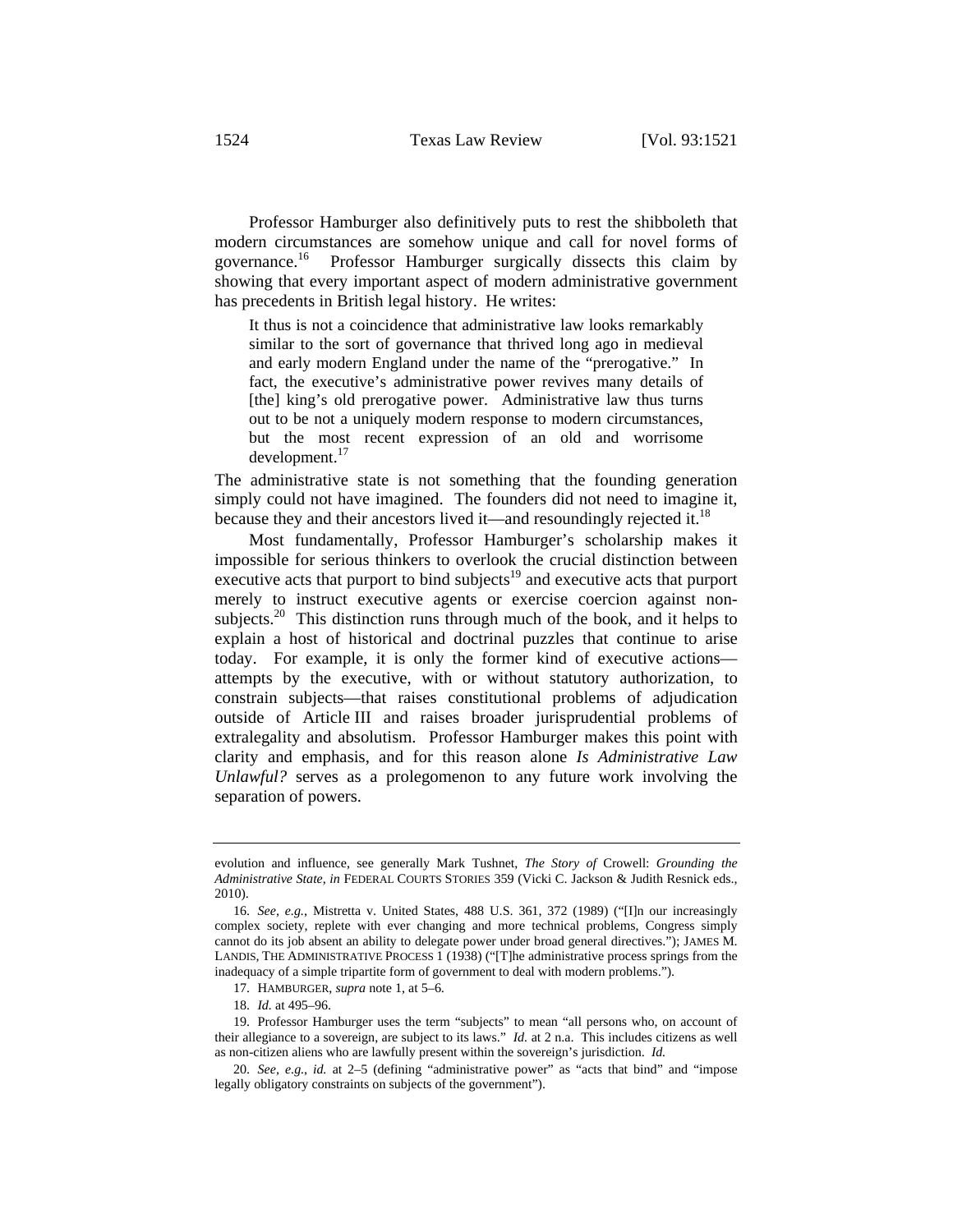Professor Hamburger also definitively puts to rest the shibboleth that modern circumstances are somehow unique and call for novel forms of governance.[16] Professor Hamburger surgically dissects this claim by showing that every important aspect of modern administrative government has precedents in British legal history. He writes:

> It thus is not a coincidence that administrative law looks remarkably similar to the sort of governance that thrived long ago in medieval and early modern England under the name of the "prerogative." In fact, the executive's administrative power revives many details of [the] king's old prerogative power. Administrative law thus turns out to be not a uniquely modern response to modern circumstances, but the most recent expression of an old and worrisome development.[17]

The administrative state is not something that the founding generation simply could not have imagined. The founders did not need to imagine it, because they and their ancestors lived it—and resoundingly rejected it.[18]

Most fundamentally, Professor Hamburger's scholarship makes it impossible for serious thinkers to overlook the crucial distinction between executive acts that purport to bind subjects[19] and executive acts that purport merely to instruct executive agents or exercise coercion against non-subjects.[20] This distinction runs through much of the book, and it helps to explain a host of historical and doctrinal puzzles that continue to arise today. For example, it is only the former kind of executive actions—attempts by the executive, with or without statutory authorization, to constrain subjects—that raises constitutional problems of adjudication outside of Article III and raises broader jurisprudential problems of extralegality and absolutism. Professor Hamburger makes this point with clarity and emphasis, and for this reason alone *Is Administrative Law Unlawful?* serves as a prolegomenon to any future work involving the separation of powers.

---

evolution and influence, see generally Mark Tushnet, *The Story of* Crowell: *Grounding the Administrative State*, *in* FEDERAL COURTS STORIES 359 (Vicki C. Jackson & Judith Resnick eds., 2010).

16. *See, e.g.*, Mistretta v. United States, 488 U.S. 361, 372 (1989) ("[I]n our increasingly complex society, replete with ever changing and more technical problems, Congress simply cannot do its job absent an ability to delegate power under broad general directives."); JAMES M. LANDIS, THE ADMINISTRATIVE PROCESS 1 (1938) ("[T]he administrative process springs from the inadequacy of a simple tripartite form of government to deal with modern problems.").

17. HAMBURGER, *supra* note 1, at 5–6.

18. *Id.* at 495–96.

19. Professor Hamburger uses the term "subjects" to mean "all persons who, on account of their allegiance to a sovereign, are subject to its laws." *Id.* at 2 n.a. This includes citizens as well as non-citizen aliens who are lawfully present within the sovereign's jurisdiction. *Id.*

20. *See, e.g.*, *id.* at 2–5 (defining "administrative power" as "acts that bind" and "impose legally obligatory constraints on subjects of the government").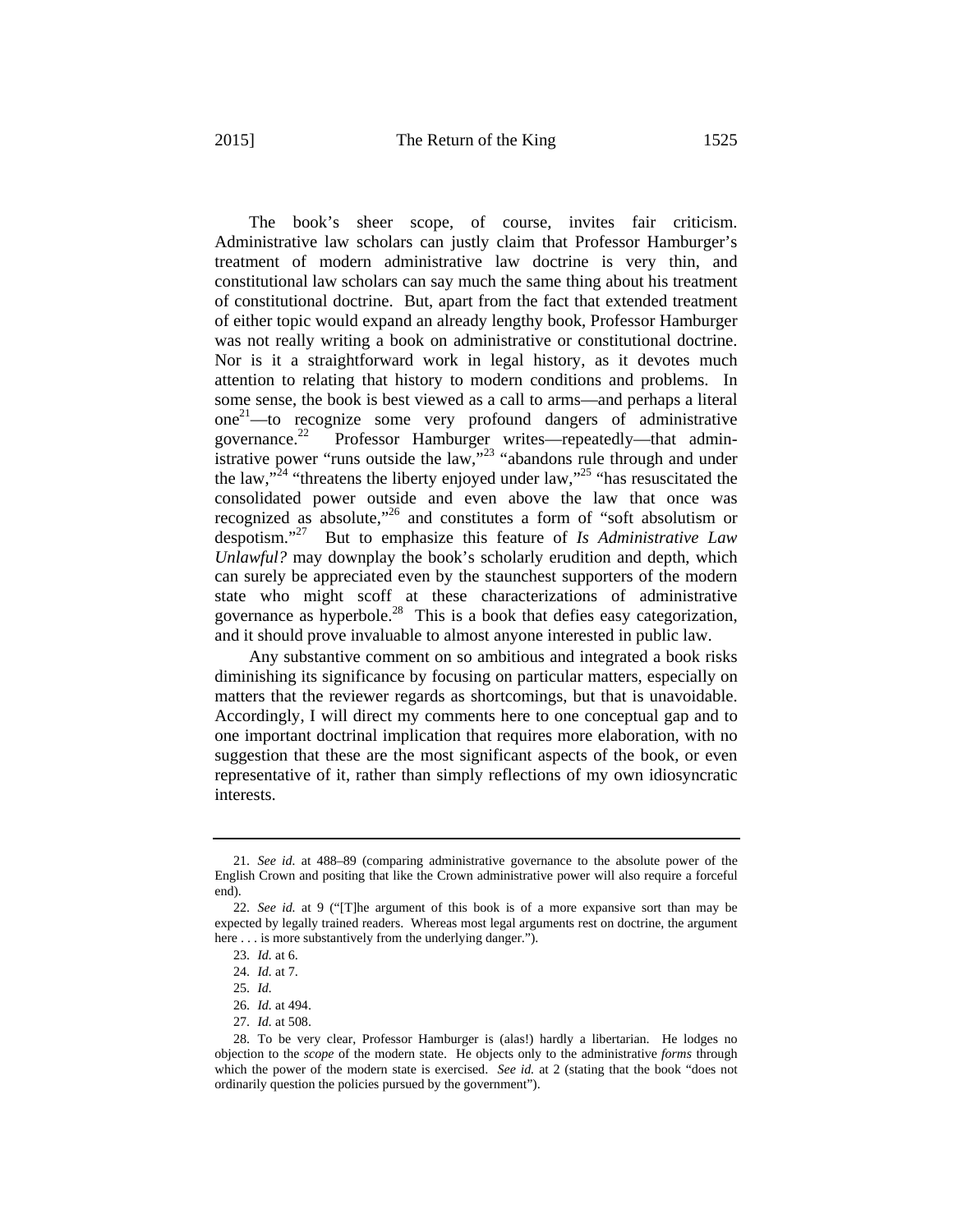The book's sheer scope, of course, invites fair criticism. Administrative law scholars can justly claim that Professor Hamburger's treatment of modern administrative law doctrine is very thin, and constitutional law scholars can say much the same thing about his treatment of constitutional doctrine. But, apart from the fact that extended treatment of either topic would expand an already lengthy book, Professor Hamburger was not really writing a book on administrative or constitutional doctrine. Nor is it a straightforward work in legal history, as it devotes much attention to relating that history to modern conditions and problems. In some sense, the book is best viewed as a call to arms—and perhaps a literal one[21]—to recognize some very profound dangers of administrative governance.[22] Professor Hamburger writes—repeatedly—that administrative power "runs outside the law,"[23] "abandons rule through and under the law,"[24] "threatens the liberty enjoyed under law,"[25] "has resuscitated the consolidated power outside and even above the law that once was recognized as absolute,"[26] and constitutes a form of "soft absolutism or despotism."[27] But to emphasize this feature of *Is Administrative Law Unlawful?* may downplay the book's scholarly erudition and depth, which can surely be appreciated even by the staunchest supporters of the modern state who might scoff at these characterizations of administrative governance as hyperbole.[28] This is a book that defies easy categorization, and it should prove invaluable to almost anyone interested in public law.

Any substantive comment on so ambitious and integrated a book risks diminishing its significance by focusing on particular matters, especially on matters that the reviewer regards as shortcomings, but that is unavoidable. Accordingly, I will direct my comments here to one conceptual gap and to one important doctrinal implication that requires more elaboration, with no suggestion that these are the most significant aspects of the book, or even representative of it, rather than simply reflections of my own idiosyncratic interests.

---

21. *See id.* at 488–89 (comparing administrative governance to the absolute power of the English Crown and positing that like the Crown administrative power will also require a forceful end).

22. *See id.* at 9 ("[T]he argument of this book is of a more expansive sort than may be expected by legally trained readers. Whereas most legal arguments rest on doctrine, the argument here . . . is more substantively from the underlying danger.").

23. *Id.* at 6.

24. *Id.* at 7.

25. *Id.*

26. *Id.* at 494.

27. *Id.* at 508.

28. To be very clear, Professor Hamburger is (alas!) hardly a libertarian. He lodges no objection to the *scope* of the modern state. He objects only to the administrative *forms* through which the power of the modern state is exercised. *See id.* at 2 (stating that the book "does not ordinarily question the policies pursued by the government").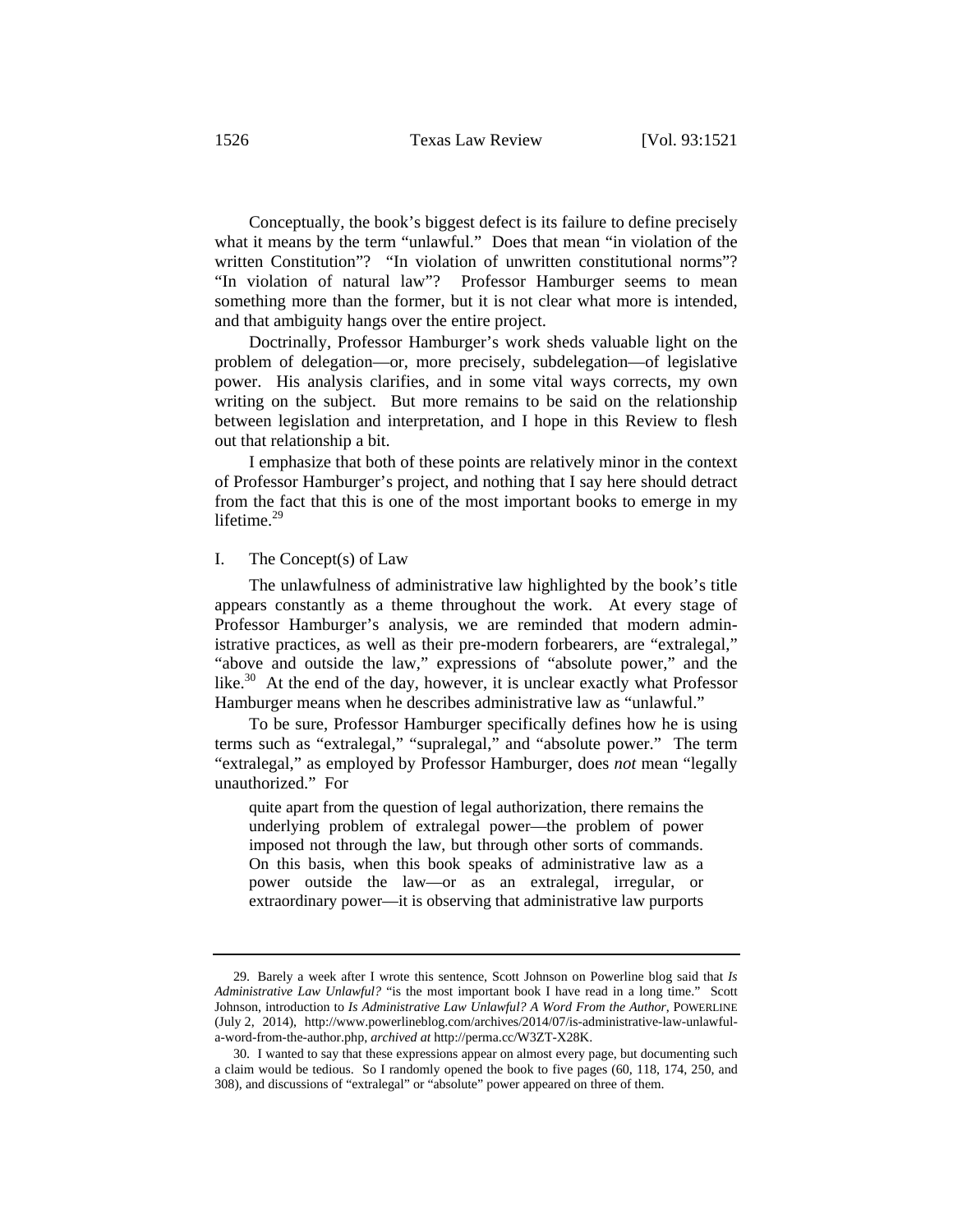Conceptually, the book's biggest defect is its failure to define precisely what it means by the term "unlawful." Does that mean "in violation of the written Constitution"? "In violation of unwritten constitutional norms"? "In violation of natural law"? Professor Hamburger seems to mean something more than the former, but it is not clear what more is intended, and that ambiguity hangs over the entire project.

Doctrinally, Professor Hamburger's work sheds valuable light on the problem of delegation—or, more precisely, subdelegation—of legislative power. His analysis clarifies, and in some vital ways corrects, my own writing on the subject. But more remains to be said on the relationship between legislation and interpretation, and I hope in this Review to flesh out that relationship a bit.

I emphasize that both of these points are relatively minor in the context of Professor Hamburger's project, and nothing that I say here should detract from the fact that this is one of the most important books to emerge in my lifetime.[29]

## I. The Concept(s) of Law

The unlawfulness of administrative law highlighted by the book's title appears constantly as a theme throughout the work. At every stage of Professor Hamburger's analysis, we are reminded that modern administrative practices, as well as their pre-modern forbearers, are "extralegal," "above and outside the law," expressions of "absolute power," and the like.[30] At the end of the day, however, it is unclear exactly what Professor Hamburger means when he describes administrative law as "unlawful."

To be sure, Professor Hamburger specifically defines how he is using terms such as "extralegal," "supralegal," and "absolute power." The term "extralegal," as employed by Professor Hamburger, does *not* mean "legally unauthorized." For

> quite apart from the question of legal authorization, there remains the underlying problem of extralegal power—the problem of power imposed not through the law, but through other sorts of commands. On this basis, when this book speaks of administrative law as a power outside the law—or as an extralegal, irregular, or extraordinary power—it is observing that administrative law purports

---

29. Barely a week after I wrote this sentence, Scott Johnson on Powerline blog said that *Is Administrative Law Unlawful?* "is the most important book I have read in a long time." Scott Johnson, introduction to *Is Administrative Law Unlawful? A Word From the Author*, POWERLINE (July 2, 2014), http://www.powerlineblog.com/archives/2014/07/is-administrative-law-unlawful-a-word-from-the-author.php, *archived at* http://perma.cc/W3ZT-X28K.

30. I wanted to say that these expressions appear on almost every page, but documenting such a claim would be tedious. So I randomly opened the book to five pages (60, 118, 174, 250, and 308), and discussions of "extralegal" or "absolute" power appeared on three of them.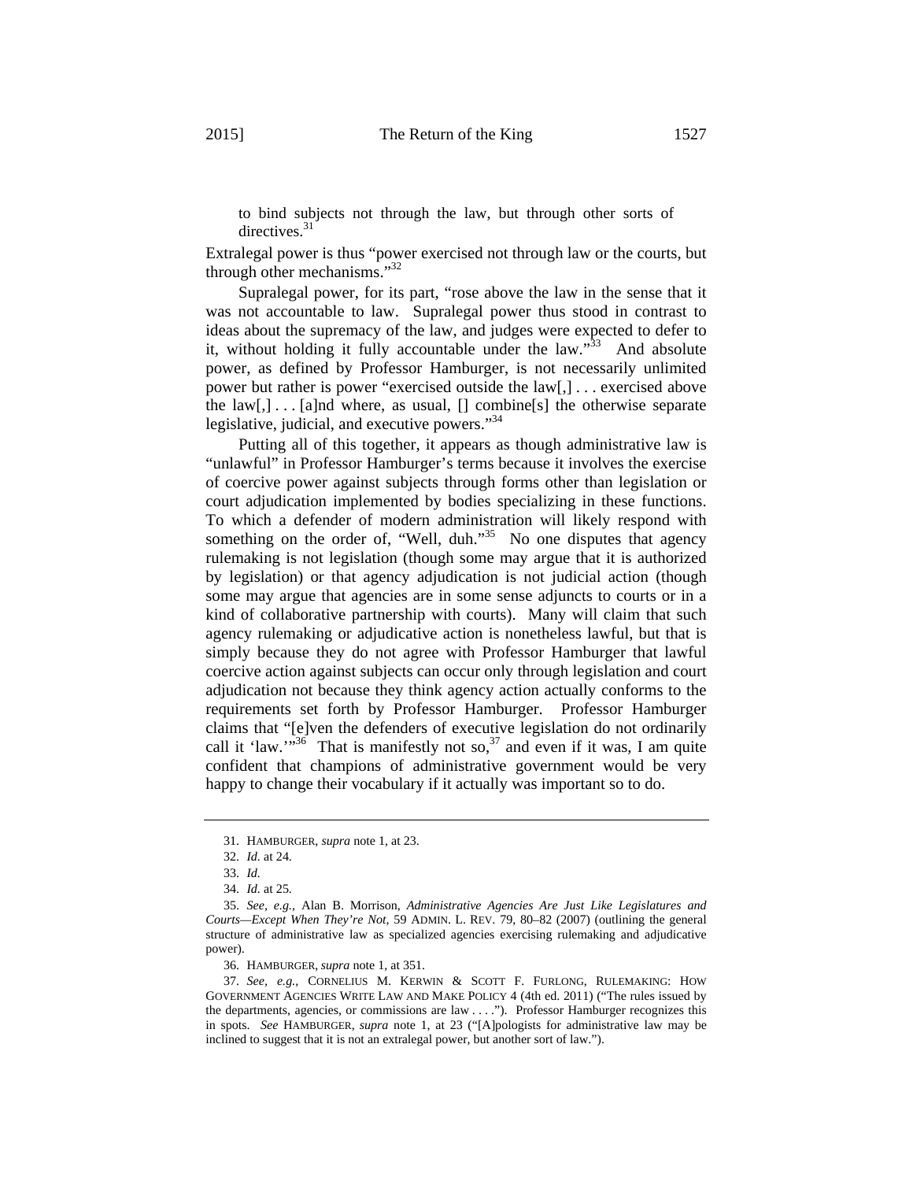> to bind subjects not through the law, but through other sorts of directives.[31]

Extralegal power is thus "power exercised not through law or the courts, but through other mechanisms."[32]

Supralegal power, for its part, "rose above the law in the sense that it was not accountable to law. Supralegal power thus stood in contrast to ideas about the supremacy of the law, and judges were expected to defer to it, without holding it fully accountable under the law."[33] And absolute power, as defined by Professor Hamburger, is not necessarily unlimited power but rather is power "exercised outside the law[,] . . . exercised above the law[,] . . . [a]nd where, as usual, [] combine[s] the otherwise separate legislative, judicial, and executive powers."[34]

Putting all of this together, it appears as though administrative law is "unlawful" in Professor Hamburger's terms because it involves the exercise of coercive power against subjects through forms other than legislation or court adjudication implemented by bodies specializing in these functions. To which a defender of modern administration will likely respond with something on the order of, "Well, duh."[35] No one disputes that agency rulemaking is not legislation (though some may argue that it is authorized by legislation) or that agency adjudication is not judicial action (though some may argue that agencies are in some sense adjuncts to courts or in a kind of collaborative partnership with courts). Many will claim that such agency rulemaking or adjudicative action is nonetheless lawful, but that is simply because they do not agree with Professor Hamburger that lawful coercive action against subjects can occur only through legislation and court adjudication not because they think agency action actually conforms to the requirements set forth by Professor Hamburger. Professor Hamburger claims that "[e]ven the defenders of executive legislation do not ordinarily call it 'law.'"[36] That is manifestly not so,[37] and even if it was, I am quite confident that champions of administrative government would be very happy to change their vocabulary if it actually was important so to do.

---

31. HAMBURGER, *supra* note 1, at 23.

32. *Id.* at 24.

33. *Id.*

34. *Id.* at 25.

35. *See, e.g.*, Alan B. Morrison, *Administrative Agencies Are Just Like Legislatures and Courts—Except When They're Not*, 59 ADMIN. L. REV. 79, 80–82 (2007) (outlining the general structure of administrative law as specialized agencies exercising rulemaking and adjudicative power).

36. HAMBURGER, *supra* note 1, at 351.

37. *See, e.g.*, CORNELIUS M. KERWIN & SCOTT F. FURLONG, RULEMAKING: HOW GOVERNMENT AGENCIES WRITE LAW AND MAKE POLICY 4 (4th ed. 2011) ("The rules issued by the departments, agencies, or commissions are law . . . ."). Professor Hamburger recognizes this in spots. *See* HAMBURGER, *supra* note 1, at 23 ("[A]pologists for administrative law may be inclined to suggest that it is not an extralegal power, but another sort of law.").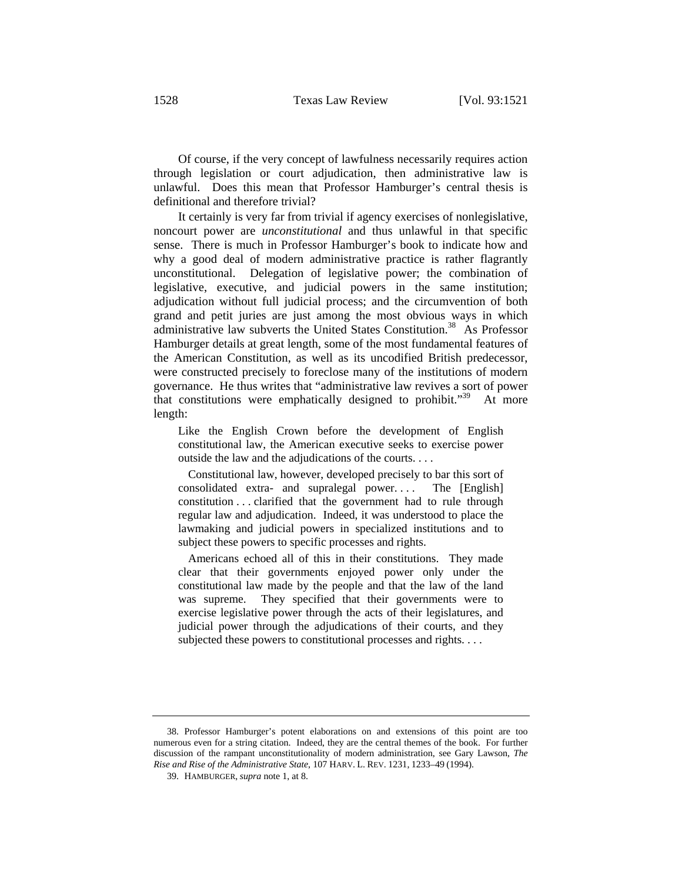Of course, if the very concept of lawfulness necessarily requires action through legislation or court adjudication, then administrative law is unlawful. Does this mean that Professor Hamburger's central thesis is definitional and therefore trivial?

It certainly is very far from trivial if agency exercises of nonlegislative, noncourt power are *unconstitutional* and thus unlawful in that specific sense. There is much in Professor Hamburger's book to indicate how and why a good deal of modern administrative practice is rather flagrantly unconstitutional. Delegation of legislative power; the combination of legislative, executive, and judicial powers in the same institution; adjudication without full judicial process; and the circumvention of both grand and petit juries are just among the most obvious ways in which administrative law subverts the United States Constitution.[38] As Professor Hamburger details at great length, some of the most fundamental features of the American Constitution, as well as its uncodified British predecessor, were constructed precisely to foreclose many of the institutions of modern governance. He thus writes that "administrative law revives a sort of power that constitutions were emphatically designed to prohibit."[39] At more length:

> Like the English Crown before the development of English constitutional law, the American executive seeks to exercise power outside the law and the adjudications of the courts. . . .
>
> Constitutional law, however, developed precisely to bar this sort of consolidated extra- and supralegal power. . . . The [English] constitution . . . clarified that the government had to rule through regular law and adjudication. Indeed, it was understood to place the lawmaking and judicial powers in specialized institutions and to subject these powers to specific processes and rights.
>
> Americans echoed all of this in their constitutions. They made clear that their governments enjoyed power only under the constitutional law made by the people and that the law of the land was supreme. They specified that their governments were to exercise legislative power through the acts of their legislatures, and judicial power through the adjudications of their courts, and they subjected these powers to constitutional processes and rights. . . .

---

38. Professor Hamburger's potent elaborations on and extensions of this point are too numerous even for a string citation. Indeed, they are the central themes of the book. For further discussion of the rampant unconstitutionality of modern administration, see Gary Lawson, *The Rise and Rise of the Administrative State*, 107 HARV. L. REV. 1231, 1233–49 (1994).

39. HAMBURGER, *supra* note 1, at 8.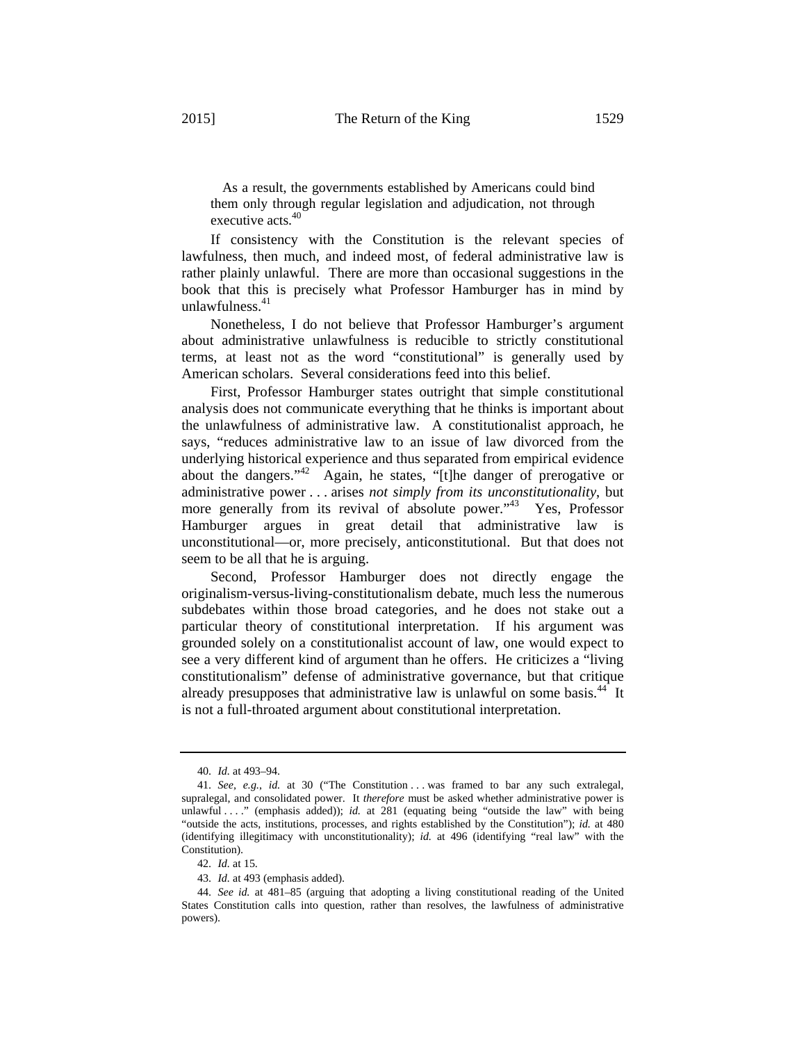> As a result, the governments established by Americans could bind them only through regular legislation and adjudication, not through executive acts.[40]

If consistency with the Constitution is the relevant species of lawfulness, then much, and indeed most, of federal administrative law is rather plainly unlawful. There are more than occasional suggestions in the book that this is precisely what Professor Hamburger has in mind by unlawfulness.[41]

Nonetheless, I do not believe that Professor Hamburger's argument about administrative unlawfulness is reducible to strictly constitutional terms, at least not as the word "constitutional" is generally used by American scholars. Several considerations feed into this belief.

First, Professor Hamburger states outright that simple constitutional analysis does not communicate everything that he thinks is important about the unlawfulness of administrative law. A constitutionalist approach, he says, "reduces administrative law to an issue of law divorced from the underlying historical experience and thus separated from empirical evidence about the dangers."[42] Again, he states, "[t]he danger of prerogative or administrative power . . . arises *not simply from its unconstitutionality*, but more generally from its revival of absolute power."[43] Yes, Professor Hamburger argues in great detail that administrative law is unconstitutional—or, more precisely, anticonstitutional. But that does not seem to be all that he is arguing.

Second, Professor Hamburger does not directly engage the originalism-versus-living-constitutionalism debate, much less the numerous subdebates within those broad categories, and he does not stake out a particular theory of constitutional interpretation. If his argument was grounded solely on a constitutionalist account of law, one would expect to see a very different kind of argument than he offers. He criticizes a "living constitutionalism" defense of administrative governance, but that critique already presupposes that administrative law is unlawful on some basis.[44] It is not a full-throated argument about constitutional interpretation.

---

40. *Id.* at 493–94.

41. *See, e.g.*, *id.* at 30 ("The Constitution . . . was framed to bar any such extralegal, supralegal, and consolidated power. It *therefore* must be asked whether administrative power is unlawful . . . ." (emphasis added)); *id.* at 281 (equating being "outside the law" with being "outside the acts, institutions, processes, and rights established by the Constitution"); *id.* at 480 (identifying illegitimacy with unconstitutionality); *id.* at 496 (identifying "real law" with the Constitution).

42. *Id.* at 15.

43. *Id.* at 493 (emphasis added).

44. *See id.* at 481–85 (arguing that adopting a living constitutional reading of the United States Constitution calls into question, rather than resolves, the lawfulness of administrative powers).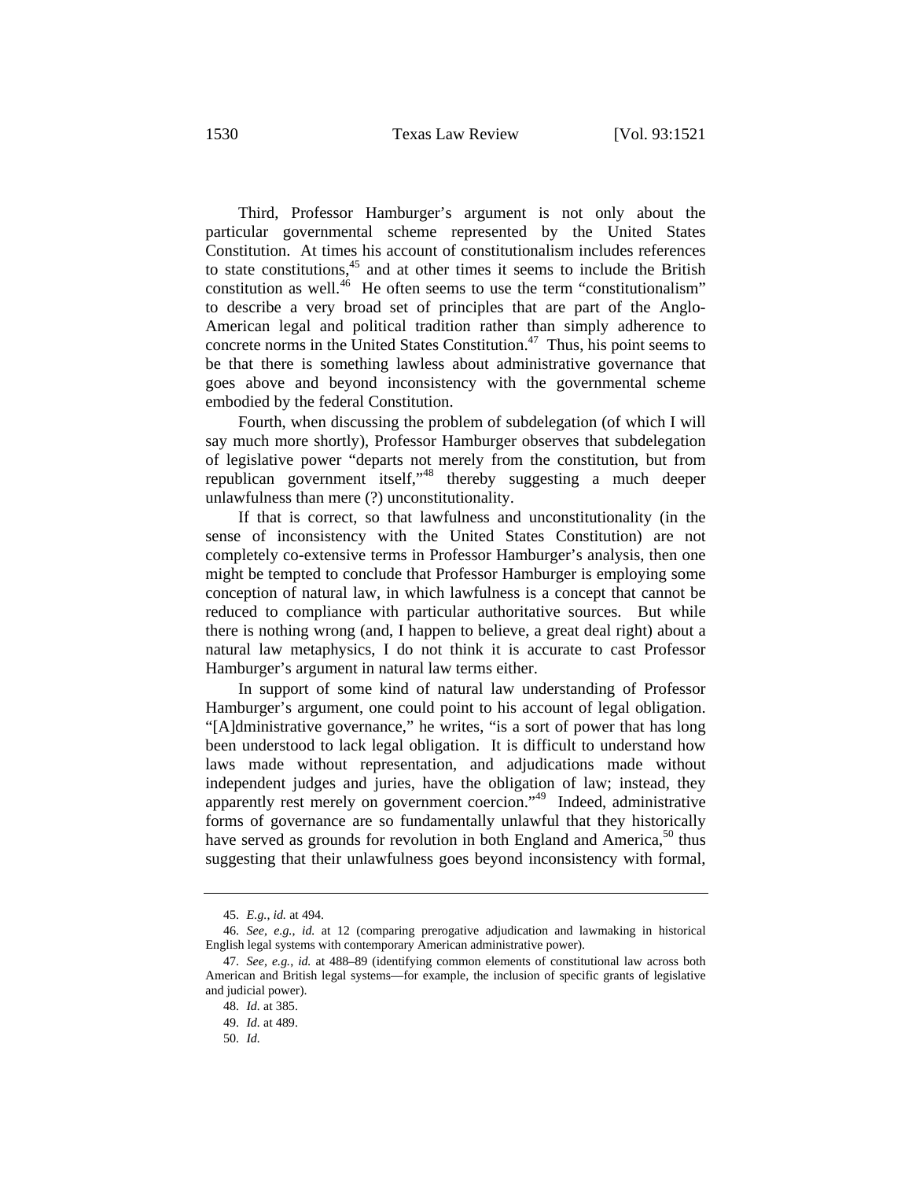Third, Professor Hamburger's argument is not only about the particular governmental scheme represented by the United States Constitution. At times his account of constitutionalism includes references to state constitutions,[45] and at other times it seems to include the British constitution as well.[46] He often seems to use the term "constitutionalism" to describe a very broad set of principles that are part of the Anglo-American legal and political tradition rather than simply adherence to concrete norms in the United States Constitution.[47] Thus, his point seems to be that there is something lawless about administrative governance that goes above and beyond inconsistency with the governmental scheme embodied by the federal Constitution.

Fourth, when discussing the problem of subdelegation (of which I will say much more shortly), Professor Hamburger observes that subdelegation of legislative power "departs not merely from the constitution, but from republican government itself,"[48] thereby suggesting a much deeper unlawfulness than mere (?) unconstitutionality.

If that is correct, so that lawfulness and unconstitutionality (in the sense of inconsistency with the United States Constitution) are not completely co-extensive terms in Professor Hamburger's analysis, then one might be tempted to conclude that Professor Hamburger is employing some conception of natural law, in which lawfulness is a concept that cannot be reduced to compliance with particular authoritative sources. But while there is nothing wrong (and, I happen to believe, a great deal right) about a natural law metaphysics, I do not think it is accurate to cast Professor Hamburger's argument in natural law terms either.

In support of some kind of natural law understanding of Professor Hamburger's argument, one could point to his account of legal obligation. "[A]dministrative governance," he writes, "is a sort of power that has long been understood to lack legal obligation. It is difficult to understand how laws made without representation, and adjudications made without independent judges and juries, have the obligation of law; instead, they apparently rest merely on government coercion."[49] Indeed, administrative forms of governance are so fundamentally unlawful that they historically have served as grounds for revolution in both England and America,[50] thus suggesting that their unlawfulness goes beyond inconsistency with formal,

---

45. *E.g.*, *id.* at 494.

46. *See, e.g.*, *id.* at 12 (comparing prerogative adjudication and lawmaking in historical English legal systems with contemporary American administrative power).

47. *See, e.g.*, *id.* at 488–89 (identifying common elements of constitutional law across both American and British legal systems—for example, the inclusion of specific grants of legislative and judicial power).

48. *Id.* at 385.

49. *Id.* at 489.

50. *Id.*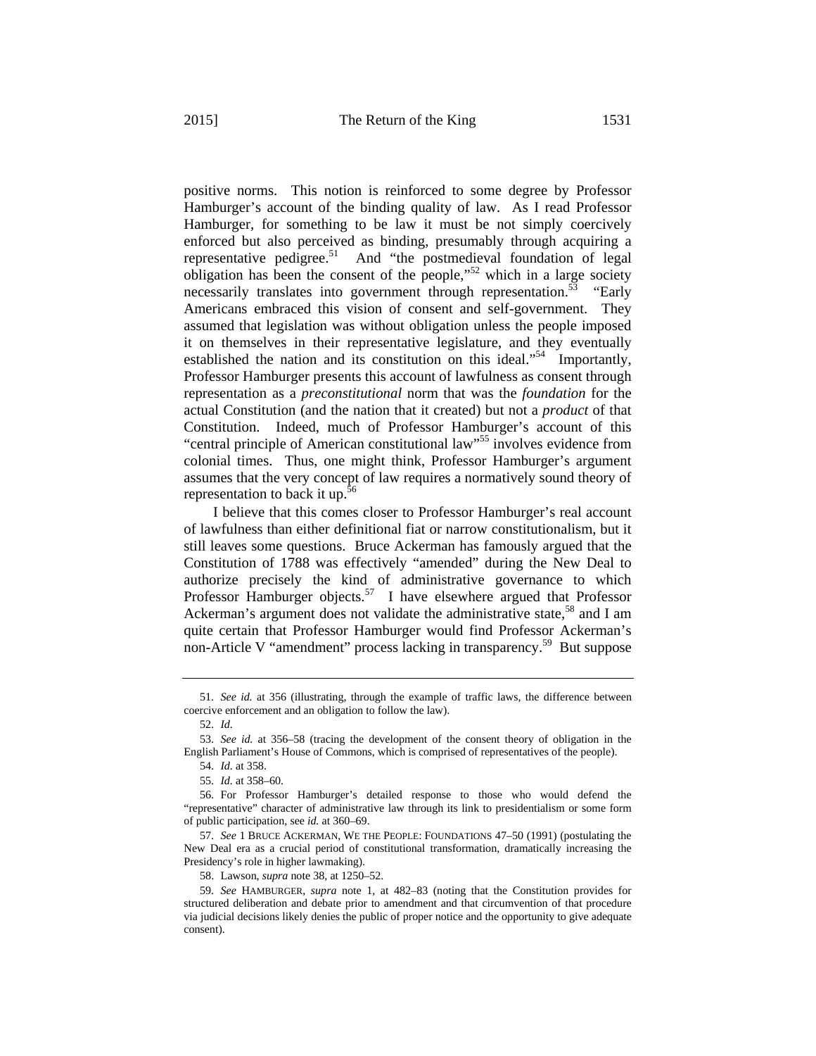positive norms. This notion is reinforced to some degree by Professor Hamburger's account of the binding quality of law. As I read Professor Hamburger, for something to be law it must be not simply coercively enforced but also perceived as binding, presumably through acquiring a representative pedigree.[51] And "the postmedieval foundation of legal obligation has been the consent of the people,"[52] which in a large society necessarily translates into government through representation.[53] "Early Americans embraced this vision of consent and self-government. They assumed that legislation was without obligation unless the people imposed it on themselves in their representative legislature, and they eventually established the nation and its constitution on this ideal."[54] Importantly, Professor Hamburger presents this account of lawfulness as consent through representation as a *preconstitutional* norm that was the *foundation* for the actual Constitution (and the nation that it created) but not a *product* of that Constitution. Indeed, much of Professor Hamburger's account of this "central principle of American constitutional law"[55] involves evidence from colonial times. Thus, one might think, Professor Hamburger's argument assumes that the very concept of law requires a normatively sound theory of representation to back it up.[56]

I believe that this comes closer to Professor Hamburger's real account of lawfulness than either definitional fiat or narrow constitutionalism, but it still leaves some questions. Bruce Ackerman has famously argued that the Constitution of 1788 was effectively "amended" during the New Deal to authorize precisely the kind of administrative governance to which Professor Hamburger objects.[57] I have elsewhere argued that Professor Ackerman's argument does not validate the administrative state,[58] and I am quite certain that Professor Hamburger would find Professor Ackerman's non-Article V "amendment" process lacking in transparency.[59] But suppose

---

51. *See id.* at 356 (illustrating, through the example of traffic laws, the difference between coercive enforcement and an obligation to follow the law).

52. *Id.*

53. *See id.* at 356–58 (tracing the development of the consent theory of obligation in the English Parliament's House of Commons, which is comprised of representatives of the people).

54. *Id.* at 358.

55. *Id.* at 358–60.

56. For Professor Hamburger's detailed response to those who would defend the "representative" character of administrative law through its link to presidentialism or some form of public participation, see *id.* at 360–69.

57. *See* 1 BRUCE ACKERMAN, WE THE PEOPLE: FOUNDATIONS 47–50 (1991) (postulating the New Deal era as a crucial period of constitutional transformation, dramatically increasing the Presidency's role in higher lawmaking).

58. Lawson, *supra* note 38, at 1250–52.

59. *See* HAMBURGER, *supra* note 1, at 482–83 (noting that the Constitution provides for structured deliberation and debate prior to amendment and that circumvention of that procedure via judicial decisions likely denies the public of proper notice and the opportunity to give adequate consent).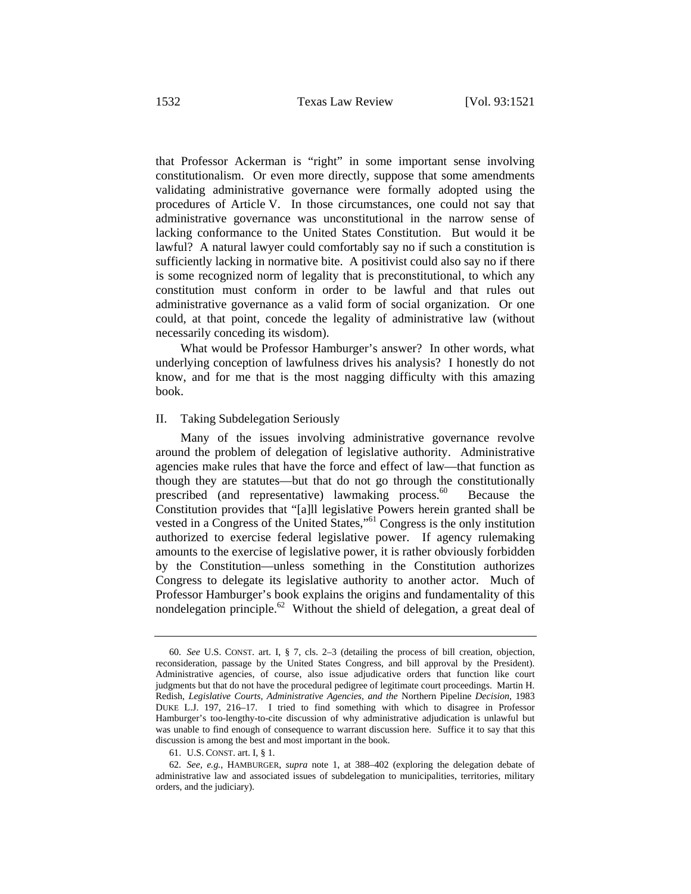that Professor Ackerman is "right" in some important sense involving constitutionalism. Or even more directly, suppose that some amendments validating administrative governance were formally adopted using the procedures of Article V. In those circumstances, one could not say that administrative governance was unconstitutional in the narrow sense of lacking conformance to the United States Constitution. But would it be lawful? A natural lawyer could comfortably say no if such a constitution is sufficiently lacking in normative bite. A positivist could also say no if there is some recognized norm of legality that is preconstitutional, to which any constitution must conform in order to be lawful and that rules out administrative governance as a valid form of social organization. Or one could, at that point, concede the legality of administrative law (without necessarily conceding its wisdom).

What would be Professor Hamburger's answer? In other words, what underlying conception of lawfulness drives his analysis? I honestly do not know, and for me that is the most nagging difficulty with this amazing book.

## II. Taking Subdelegation Seriously

Many of the issues involving administrative governance revolve around the problem of delegation of legislative authority. Administrative agencies make rules that have the force and effect of law—that function as though they are statutes—but that do not go through the constitutionally prescribed (and representative) lawmaking process.[60] Because the Constitution provides that "[a]ll legislative Powers herein granted shall be vested in a Congress of the United States,"[61] Congress is the only institution authorized to exercise federal legislative power. If agency rulemaking amounts to the exercise of legislative power, it is rather obviously forbidden by the Constitution—unless something in the Constitution authorizes Congress to delegate its legislative authority to another actor. Much of Professor Hamburger's book explains the origins and fundamentality of this nondelegation principle.[62] Without the shield of delegation, a great deal of

---

60. *See* U.S. CONST. art. I, § 7, cls. 2–3 (detailing the process of bill creation, objection, reconsideration, passage by the United States Congress, and bill approval by the President). Administrative agencies, of course, also issue adjudicative orders that function like court judgments but that do not have the procedural pedigree of legitimate court proceedings. Martin H. Redish, *Legislative Courts, Administrative Agencies, and the* Northern Pipeline *Decision*, 1983 DUKE L.J. 197, 216–17. I tried to find something with which to disagree in Professor Hamburger's too-lengthy-to-cite discussion of why administrative adjudication is unlawful but was unable to find enough of consequence to warrant discussion here. Suffice it to say that this discussion is among the best and most important in the book.

61. U.S. CONST. art. I, § 1.

62. *See, e.g.*, HAMBURGER, *supra* note 1, at 388–402 (exploring the delegation debate of administrative law and associated issues of subdelegation to municipalities, territories, military orders, and the judiciary).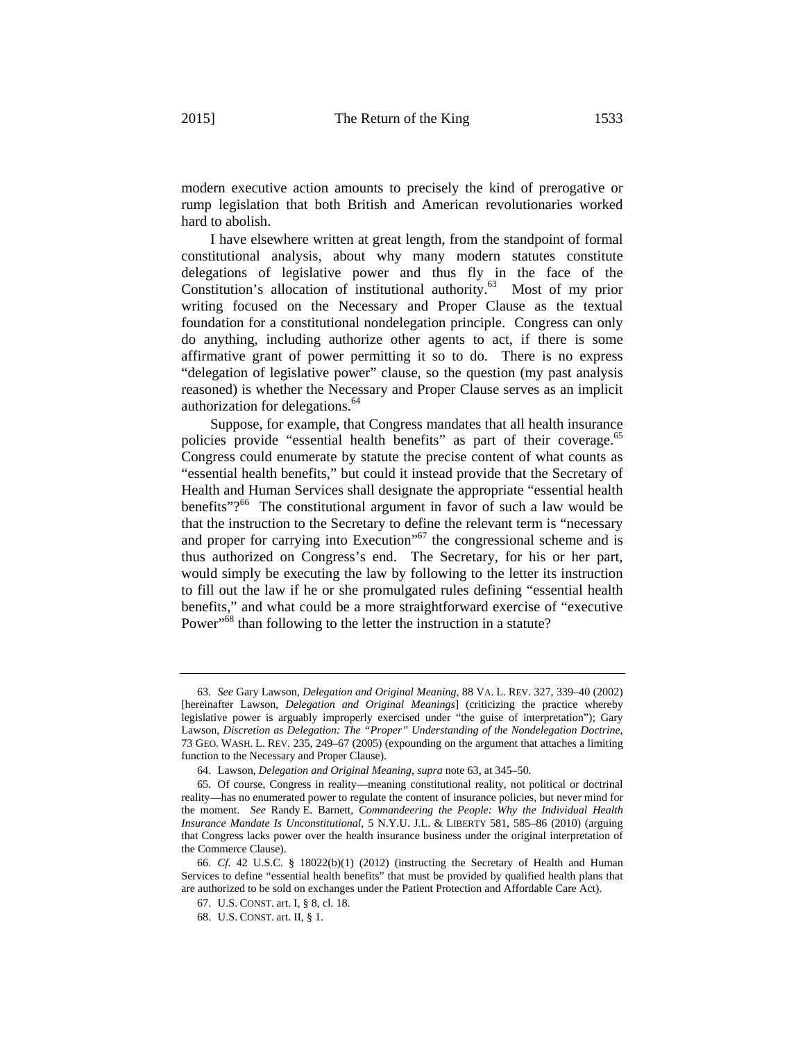modern executive action amounts to precisely the kind of prerogative or rump legislation that both British and American revolutionaries worked hard to abolish.

I have elsewhere written at great length, from the standpoint of formal constitutional analysis, about why many modern statutes constitute delegations of legislative power and thus fly in the face of the Constitution's allocation of institutional authority.[63] Most of my prior writing focused on the Necessary and Proper Clause as the textual foundation for a constitutional nondelegation principle. Congress can only do anything, including authorize other agents to act, if there is some affirmative grant of power permitting it so to do. There is no express "delegation of legislative power" clause, so the question (my past analysis reasoned) is whether the Necessary and Proper Clause serves as an implicit authorization for delegations.[64]

Suppose, for example, that Congress mandates that all health insurance policies provide "essential health benefits" as part of their coverage.[65] Congress could enumerate by statute the precise content of what counts as "essential health benefits," but could it instead provide that the Secretary of Health and Human Services shall designate the appropriate "essential health benefits"?[66] The constitutional argument in favor of such a law would be that the instruction to the Secretary to define the relevant term is "necessary and proper for carrying into Execution"[67] the congressional scheme and is thus authorized on Congress's end. The Secretary, for his or her part, would simply be executing the law by following to the letter its instruction to fill out the law if he or she promulgated rules defining "essential health benefits," and what could be a more straightforward exercise of "executive Power"[68] than following to the letter the instruction in a statute?

---

63. *See* Gary Lawson, *Delegation and Original Meaning*, 88 VA. L. REV. 327, 339–40 (2002) [hereinafter Lawson, *Delegation and Original Meanings*] (criticizing the practice whereby legislative power is arguably improperly exercised under "the guise of interpretation"); Gary Lawson, *Discretion as Delegation: The "Proper" Understanding of the Nondelegation Doctrine*, 73 GEO. WASH. L. REV. 235, 249–67 (2005) (expounding on the argument that attaches a limiting function to the Necessary and Proper Clause).

64. Lawson, *Delegation and Original Meaning*, *supra* note 63, at 345–50.

65. Of course, Congress in reality—meaning constitutional reality, not political or doctrinal reality—has no enumerated power to regulate the content of insurance policies, but never mind for the moment. *See* Randy E. Barnett, *Commandeering the People: Why the Individual Health Insurance Mandate Is Unconstitutional*, 5 N.Y.U. J.L. & LIBERTY 581, 585–86 (2010) (arguing that Congress lacks power over the health insurance business under the original interpretation of the Commerce Clause).

66. *Cf.* 42 U.S.C. § 18022(b)(1) (2012) (instructing the Secretary of Health and Human Services to define "essential health benefits" that must be provided by qualified health plans that are authorized to be sold on exchanges under the Patient Protection and Affordable Care Act).

67. U.S. CONST. art. I, § 8, cl. 18.

68. U.S. CONST. art. II, § 1.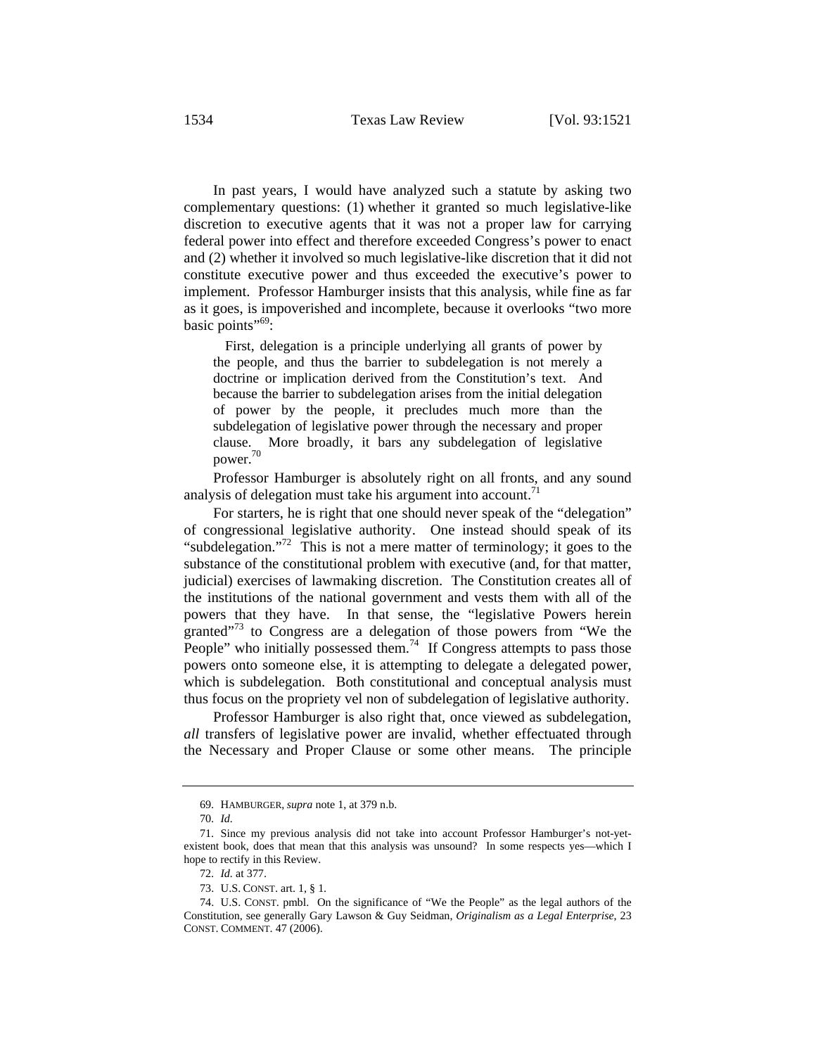In past years, I would have analyzed such a statute by asking two complementary questions: (1) whether it granted so much legislative-like discretion to executive agents that it was not a proper law for carrying federal power into effect and therefore exceeded Congress's power to enact and (2) whether it involved so much legislative-like discretion that it did not constitute executive power and thus exceeded the executive's power to implement. Professor Hamburger insists that this analysis, while fine as far as it goes, is impoverished and incomplete, because it overlooks "two more basic points"[69]:

> First, delegation is a principle underlying all grants of power by the people, and thus the barrier to subdelegation is not merely a doctrine or implication derived from the Constitution's text. And because the barrier to subdelegation arises from the initial delegation of power by the people, it precludes much more than the subdelegation of legislative power through the necessary and proper clause. More broadly, it bars any subdelegation of legislative power.[70]

Professor Hamburger is absolutely right on all fronts, and any sound analysis of delegation must take his argument into account.[71]

For starters, he is right that one should never speak of the "delegation" of congressional legislative authority. One instead should speak of its "subdelegation."[72] This is not a mere matter of terminology; it goes to the substance of the constitutional problem with executive (and, for that matter, judicial) exercises of lawmaking discretion. The Constitution creates all of the institutions of the national government and vests them with all of the powers that they have. In that sense, the "legislative Powers herein granted"[73] to Congress are a delegation of those powers from "We the People" who initially possessed them.[74] If Congress attempts to pass those powers onto someone else, it is attempting to delegate a delegated power, which is subdelegation. Both constitutional and conceptual analysis must thus focus on the propriety vel non of subdelegation of legislative authority.

Professor Hamburger is also right that, once viewed as subdelegation, *all* transfers of legislative power are invalid, whether effectuated through the Necessary and Proper Clause or some other means. The principle

---

69. HAMBURGER, *supra* note 1, at 379 n.b.

70. *Id.*

71. Since my previous analysis did not take into account Professor Hamburger's not-yet-existent book, does that mean that this analysis was unsound? In some respects yes—which I hope to rectify in this Review.

72. *Id.* at 377.

73. U.S. CONST. art. 1, § 1.

74. U.S. CONST. pmbl. On the significance of "We the People" as the legal authors of the Constitution, see generally Gary Lawson & Guy Seidman, *Originalism as a Legal Enterprise*, 23 CONST. COMMENT. 47 (2006).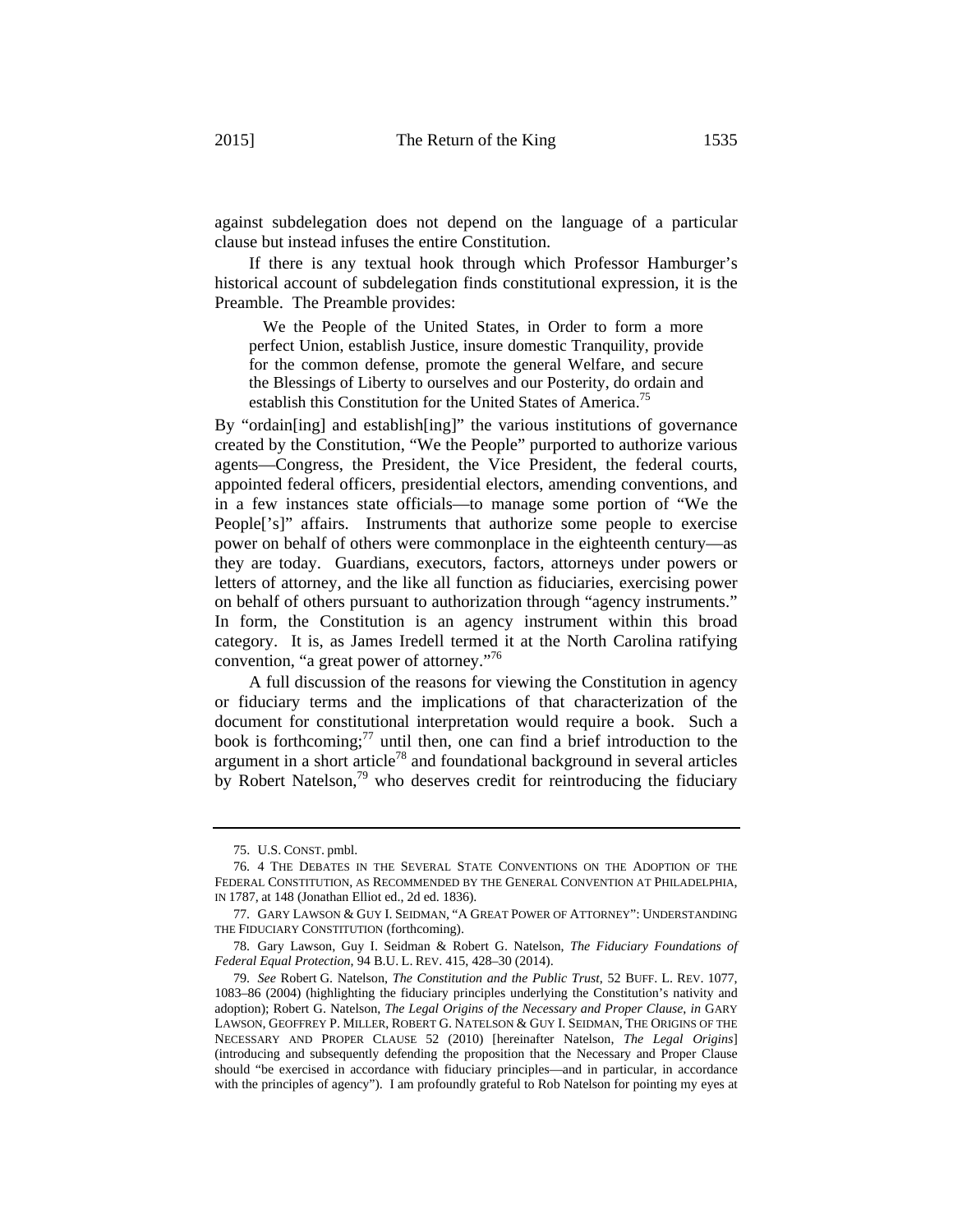against subdelegation does not depend on the language of a particular clause but instead infuses the entire Constitution.

If there is any textual hook through which Professor Hamburger's historical account of subdelegation finds constitutional expression, it is the Preamble. The Preamble provides:

> We the People of the United States, in Order to form a more perfect Union, establish Justice, insure domestic Tranquility, provide for the common defense, promote the general Welfare, and secure the Blessings of Liberty to ourselves and our Posterity, do ordain and establish this Constitution for the United States of America.[75]

By "ordain[ing] and establish[ing]" the various institutions of governance created by the Constitution, "We the People" purported to authorize various agents—Congress, the President, the Vice President, the federal courts, appointed federal officers, presidential electors, amending conventions, and in a few instances state officials—to manage some portion of "We the People['s]" affairs. Instruments that authorize some people to exercise power on behalf of others were commonplace in the eighteenth century—as they are today. Guardians, executors, factors, attorneys under powers or letters of attorney, and the like all function as fiduciaries, exercising power on behalf of others pursuant to authorization through "agency instruments." In form, the Constitution is an agency instrument within this broad category. It is, as James Iredell termed it at the North Carolina ratifying convention, "a great power of attorney."[76]

A full discussion of the reasons for viewing the Constitution in agency or fiduciary terms and the implications of that characterization of the document for constitutional interpretation would require a book. Such a book is forthcoming;[77] until then, one can find a brief introduction to the argument in a short article[78] and foundational background in several articles by Robert Natelson,[79] who deserves credit for reintroducing the fiduciary

---

75. U.S. CONST. pmbl.

76. 4 THE DEBATES IN THE SEVERAL STATE CONVENTIONS ON THE ADOPTION OF THE FEDERAL CONSTITUTION, AS RECOMMENDED BY THE GENERAL CONVENTION AT PHILADELPHIA, IN 1787, at 148 (Jonathan Elliot ed., 2d ed. 1836).

77. GARY LAWSON & GUY I. SEIDMAN, "A GREAT POWER OF ATTORNEY": UNDERSTANDING THE FIDUCIARY CONSTITUTION (forthcoming).

78. Gary Lawson, Guy I. Seidman & Robert G. Natelson, *The Fiduciary Foundations of Federal Equal Protection*, 94 B.U. L. REV. 415, 428–30 (2014).

79. *See* Robert G. Natelson, *The Constitution and the Public Trust*, 52 BUFF. L. REV. 1077, 1083–86 (2004) (highlighting the fiduciary principles underlying the Constitution's nativity and adoption); Robert G. Natelson, *The Legal Origins of the Necessary and Proper Clause*, *in* GARY LAWSON, GEOFFREY P. MILLER, ROBERT G. NATELSON & GUY I. SEIDMAN, THE ORIGINS OF THE NECESSARY AND PROPER CLAUSE 52 (2010) [hereinafter Natelson, *The Legal Origins*] (introducing and subsequently defending the proposition that the Necessary and Proper Clause should "be exercised in accordance with fiduciary principles—and in particular, in accordance with the principles of agency"). I am profoundly grateful to Rob Natelson for pointing my eyes at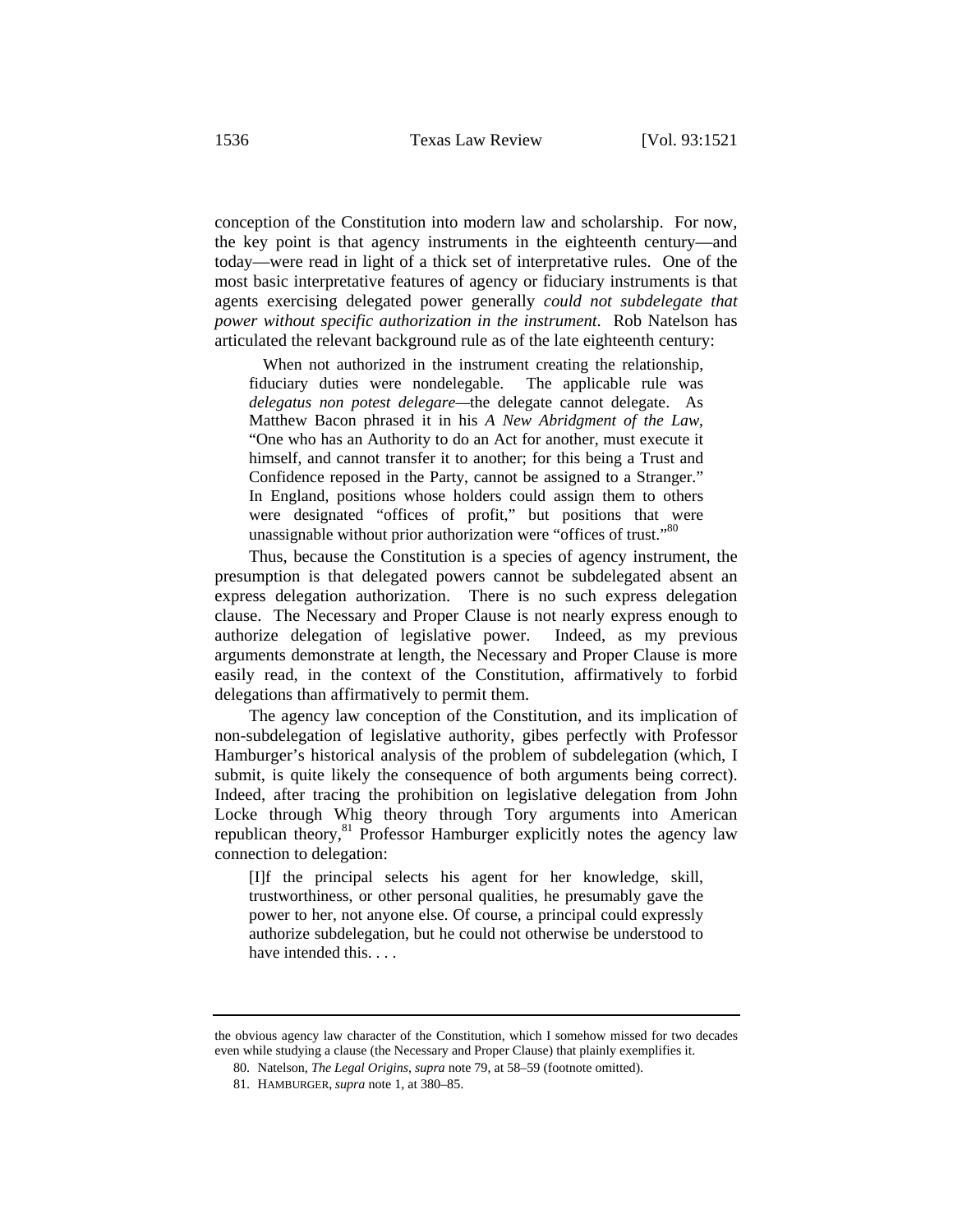conception of the Constitution into modern law and scholarship. For now, the key point is that agency instruments in the eighteenth century—and today—were read in light of a thick set of interpretative rules. One of the most basic interpretative features of agency or fiduciary instruments is that agents exercising delegated power generally *could not subdelegate that power without specific authorization in the instrument*. Rob Natelson has articulated the relevant background rule as of the late eighteenth century:

> When not authorized in the instrument creating the relationship, fiduciary duties were nondelegable. The applicable rule was *delegatus non potest delegare*—the delegate cannot delegate. As Matthew Bacon phrased it in his *A New Abridgment of the Law*, "One who has an Authority to do an Act for another, must execute it himself, and cannot transfer it to another; for this being a Trust and Confidence reposed in the Party, cannot be assigned to a Stranger." In England, positions whose holders could assign them to others were designated "offices of profit," but positions that were unassignable without prior authorization were "offices of trust."[80]

Thus, because the Constitution is a species of agency instrument, the presumption is that delegated powers cannot be subdelegated absent an express delegation authorization. There is no such express delegation clause. The Necessary and Proper Clause is not nearly express enough to authorize delegation of legislative power. Indeed, as my previous arguments demonstrate at length, the Necessary and Proper Clause is more easily read, in the context of the Constitution, affirmatively to forbid delegations than affirmatively to permit them.

The agency law conception of the Constitution, and its implication of non-subdelegation of legislative authority, gibes perfectly with Professor Hamburger's historical analysis of the problem of subdelegation (which, I submit, is quite likely the consequence of both arguments being correct). Indeed, after tracing the prohibition on legislative delegation from John Locke through Whig theory through Tory arguments into American republican theory,[81] Professor Hamburger explicitly notes the agency law connection to delegation:

> [I]f the principal selects his agent for her knowledge, skill, trustworthiness, or other personal qualities, he presumably gave the power to her, not anyone else. Of course, a principal could expressly authorize subdelegation, but he could not otherwise be understood to have intended this. . . .

---

the obvious agency law character of the Constitution, which I somehow missed for two decades even while studying a clause (the Necessary and Proper Clause) that plainly exemplifies it.

80. Natelson, *The Legal Origins*, *supra* note 79, at 58–59 (footnote omitted).

81. HAMBURGER, *supra* note 1, at 380–85.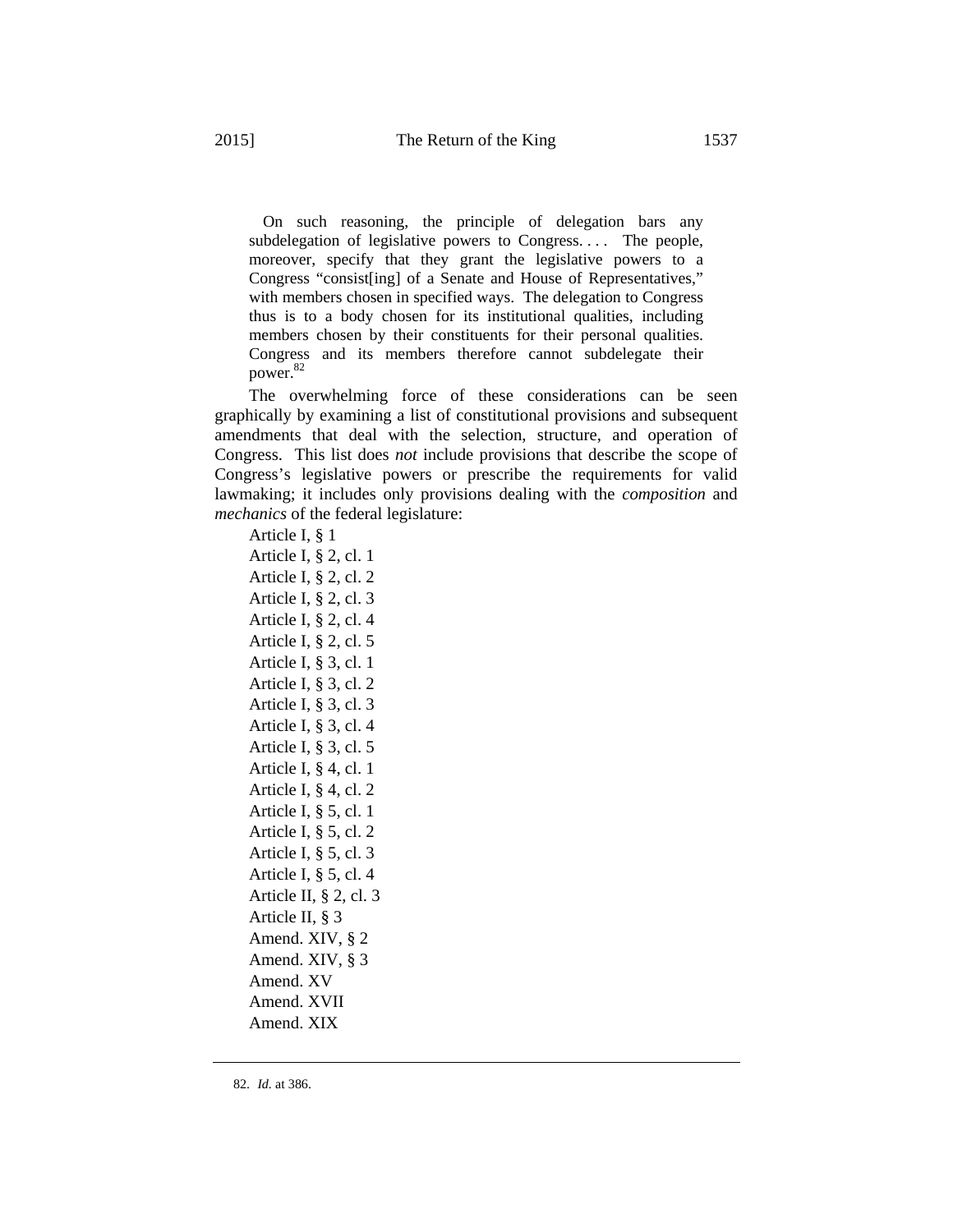> On such reasoning, the principle of delegation bars any subdelegation of legislative powers to Congress. . . . The people, moreover, specify that they grant the legislative powers to a Congress "consist[ing] of a Senate and House of Representatives," with members chosen in specified ways. The delegation to Congress thus is to a body chosen for its institutional qualities, including members chosen by their constituents for their personal qualities. Congress and its members therefore cannot subdelegate their power.[82]

The overwhelming force of these considerations can be seen graphically by examining a list of constitutional provisions and subsequent amendments that deal with the selection, structure, and operation of Congress. This list does *not* include provisions that describe the scope of Congress's legislative powers or prescribe the requirements for valid lawmaking; it includes only provisions dealing with the *composition* and *mechanics* of the federal legislature:

Article I, § 1
Article I, § 2, cl. 1
Article I, § 2, cl. 2
Article I, § 2, cl. 3
Article I, § 2, cl. 4
Article I, § 2, cl. 5
Article I, § 3, cl. 1
Article I, § 3, cl. 2
Article I, § 3, cl. 3
Article I, § 3, cl. 4
Article I, § 3, cl. 5
Article I, § 4, cl. 1
Article I, § 4, cl. 2
Article I, § 5, cl. 1
Article I, § 5, cl. 2
Article I, § 5, cl. 3
Article I, § 5, cl. 4
Article II, § 2, cl. 3
Article II, § 3
Amend. XIV, § 2
Amend. XIV, § 3
Amend. XV
Amend. XVII
Amend. XIX

82. *Id.* at 386.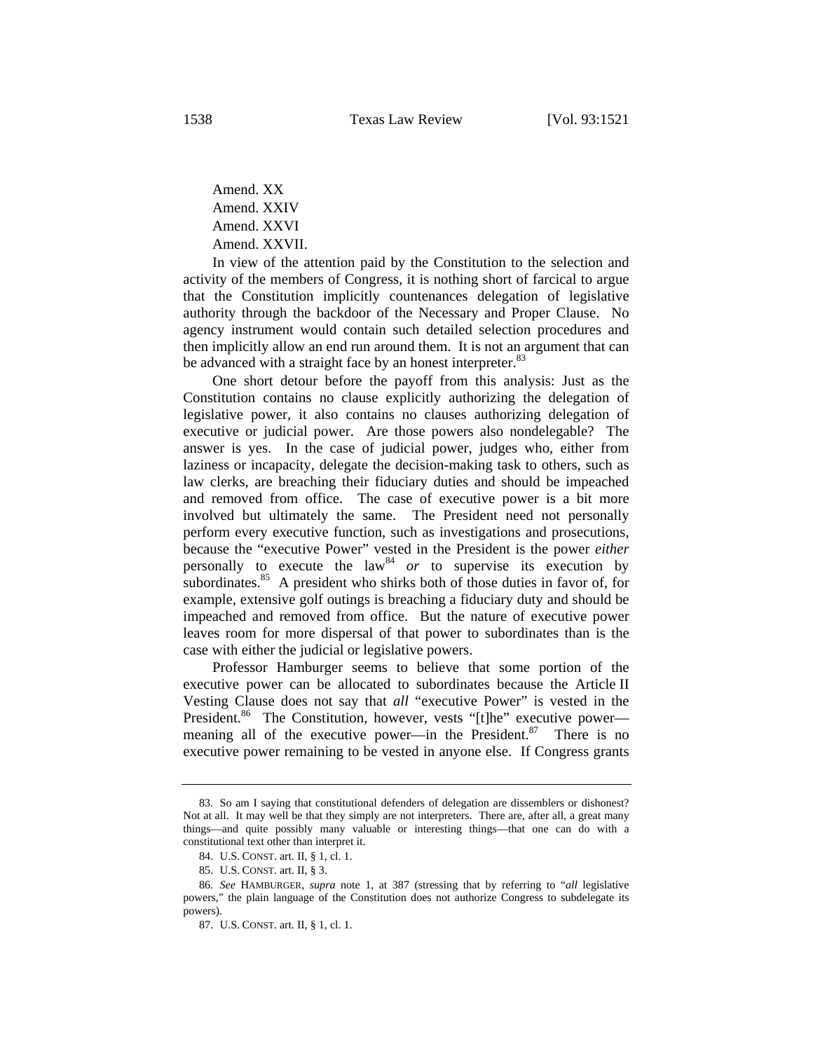Amend. XX
Amend. XXIV
Amend. XXVI
Amend. XXVII.

In view of the attention paid by the Constitution to the selection and activity of the members of Congress, it is nothing short of farcical to argue that the Constitution implicitly countenances delegation of legislative authority through the backdoor of the Necessary and Proper Clause. No agency instrument would contain such detailed selection procedures and then implicitly allow an end run around them. It is not an argument that can be advanced with a straight face by an honest interpreter.[83]

One short detour before the payoff from this analysis: Just as the Constitution contains no clause explicitly authorizing the delegation of legislative power, it also contains no clauses authorizing delegation of executive or judicial power. Are those powers also nondelegable? The answer is yes. In the case of judicial power, judges who, either from laziness or incapacity, delegate the decision-making task to others, such as law clerks, are breaching their fiduciary duties and should be impeached and removed from office. The case of executive power is a bit more involved but ultimately the same. The President need not personally perform every executive function, such as investigations and prosecutions, because the "executive Power" vested in the President is the power *either* personally to execute the law[84] *or* to supervise its execution by subordinates.[85] A president who shirks both of those duties in favor of, for example, extensive golf outings is breaching a fiduciary duty and should be impeached and removed from office. But the nature of executive power leaves room for more dispersal of that power to subordinates than is the case with either the judicial or legislative powers.

Professor Hamburger seems to believe that some portion of the executive power can be allocated to subordinates because the Article II Vesting Clause does not say that *all* "executive Power" is vested in the President.[86] The Constitution, however, vests "[t]he" executive power—meaning all of the executive power—in the President.[87] There is no executive power remaining to be vested in anyone else. If Congress grants

---

83. So am I saying that constitutional defenders of delegation are dissemblers or dishonest? Not at all. It may well be that they simply are not interpreters. There are, after all, a great many things—and quite possibly many valuable or interesting things—that one can do with a constitutional text other than interpret it.

84. U.S. CONST. art. II, § 1, cl. 1.

85. U.S. CONST. art. II, § 3.

86. *See* HAMBURGER, *supra* note 1, at 387 (stressing that by referring to "*all* legislative powers," the plain language of the Constitution does not authorize Congress to subdelegate its powers).

87. U.S. CONST. art. II, § 1, cl. 1.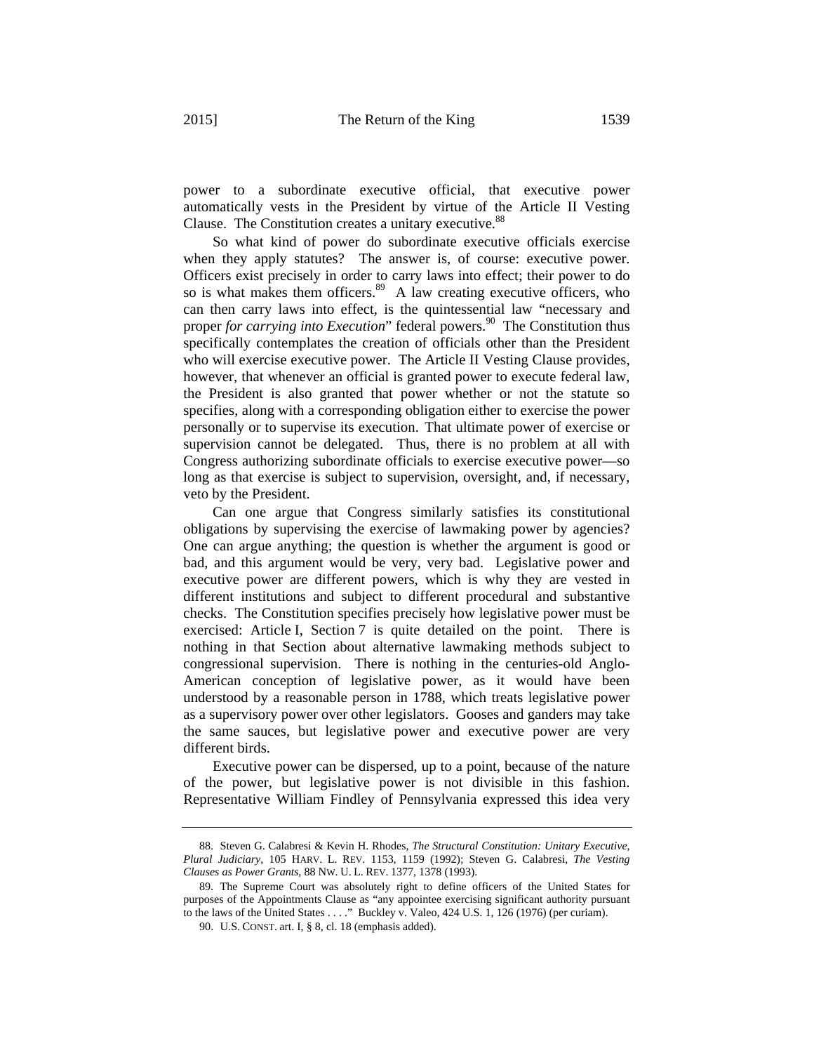power to a subordinate executive official, that executive power automatically vests in the President by virtue of the Article II Vesting Clause. The Constitution creates a unitary executive.[88]

So what kind of power do subordinate executive officials exercise when they apply statutes? The answer is, of course: executive power. Officers exist precisely in order to carry laws into effect; their power to do so is what makes them officers.[89] A law creating executive officers, who can then carry laws into effect, is the quintessential law "necessary and proper *for carrying into Execution*" federal powers.[90] The Constitution thus specifically contemplates the creation of officials other than the President who will exercise executive power. The Article II Vesting Clause provides, however, that whenever an official is granted power to execute federal law, the President is also granted that power whether or not the statute so specifies, along with a corresponding obligation either to exercise the power personally or to supervise its execution. That ultimate power of exercise or supervision cannot be delegated. Thus, there is no problem at all with Congress authorizing subordinate officials to exercise executive power—so long as that exercise is subject to supervision, oversight, and, if necessary, veto by the President.

Can one argue that Congress similarly satisfies its constitutional obligations by supervising the exercise of lawmaking power by agencies? One can argue anything; the question is whether the argument is good or bad, and this argument would be very, very bad. Legislative power and executive power are different powers, which is why they are vested in different institutions and subject to different procedural and substantive checks. The Constitution specifies precisely how legislative power must be exercised: Article I, Section 7 is quite detailed on the point. There is nothing in that Section about alternative lawmaking methods subject to congressional supervision. There is nothing in the centuries-old Anglo-American conception of legislative power, as it would have been understood by a reasonable person in 1788, which treats legislative power as a supervisory power over other legislators. Gooses and ganders may take the same sauces, but legislative power and executive power are very different birds.

Executive power can be dispersed, up to a point, because of the nature of the power, but legislative power is not divisible in this fashion. Representative William Findley of Pennsylvania expressed this idea very

---

88. Steven G. Calabresi & Kevin H. Rhodes, *The Structural Constitution: Unitary Executive, Plural Judiciary*, 105 HARV. L. REV. 1153, 1159 (1992); Steven G. Calabresi, *The Vesting Clauses as Power Grants*, 88 NW. U. L. REV. 1377, 1378 (1993).

89. The Supreme Court was absolutely right to define officers of the United States for purposes of the Appointments Clause as "any appointee exercising significant authority pursuant to the laws of the United States . . . ." Buckley v. Valeo, 424 U.S. 1, 126 (1976) (per curiam).

90. U.S. CONST. art. I, § 8, cl. 18 (emphasis added).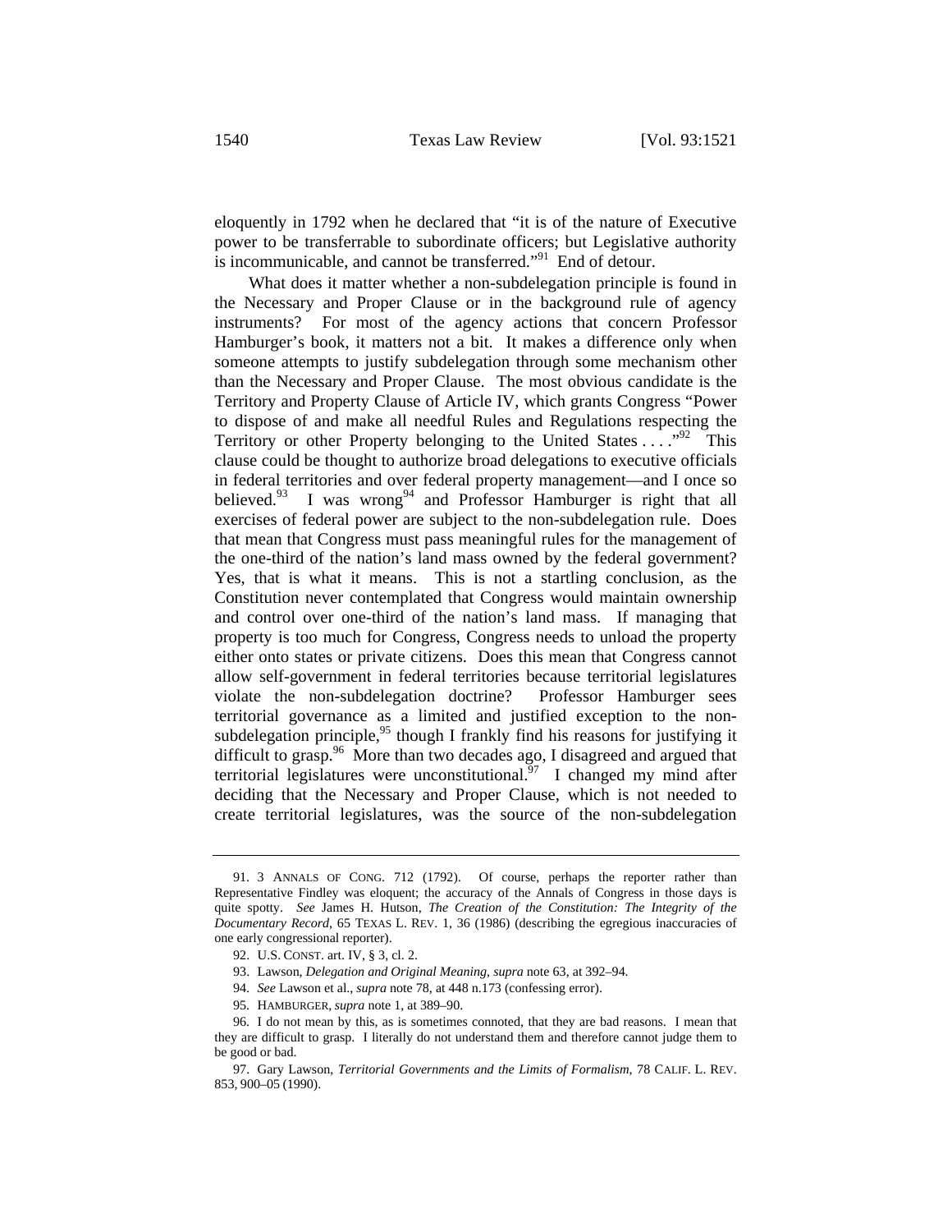eloquently in 1792 when he declared that "it is of the nature of Executive power to be transferrable to subordinate officers; but Legislative authority is incommunicable, and cannot be transferred."[91] End of detour.

What does it matter whether a non-subdelegation principle is found in the Necessary and Proper Clause or in the background rule of agency instruments? For most of the agency actions that concern Professor Hamburger's book, it matters not a bit. It makes a difference only when someone attempts to justify subdelegation through some mechanism other than the Necessary and Proper Clause. The most obvious candidate is the Territory and Property Clause of Article IV, which grants Congress "Power to dispose of and make all needful Rules and Regulations respecting the Territory or other Property belonging to the United States . . . ."[92] This clause could be thought to authorize broad delegations to executive officials in federal territories and over federal property management—and I once so believed.[93] I was wrong[94] and Professor Hamburger is right that all exercises of federal power are subject to the non-subdelegation rule. Does that mean that Congress must pass meaningful rules for the management of the one-third of the nation's land mass owned by the federal government? Yes, that is what it means. This is not a startling conclusion, as the Constitution never contemplated that Congress would maintain ownership and control over one-third of the nation's land mass. If managing that property is too much for Congress, Congress needs to unload the property either onto states or private citizens. Does this mean that Congress cannot allow self-government in federal territories because territorial legislatures violate the non-subdelegation doctrine? Professor Hamburger sees territorial governance as a limited and justified exception to the non-subdelegation principle,[95] though I frankly find his reasons for justifying it difficult to grasp.[96] More than two decades ago, I disagreed and argued that territorial legislatures were unconstitutional.[97] I changed my mind after deciding that the Necessary and Proper Clause, which is not needed to create territorial legislatures, was the source of the non-subdelegation

---

91. 3 ANNALS OF CONG. 712 (1792). Of course, perhaps the reporter rather than Representative Findley was eloquent; the accuracy of the Annals of Congress in those days is quite spotty. *See* James H. Hutson, *The Creation of the Constitution: The Integrity of the Documentary Record*, 65 TEXAS L. REV. 1, 36 (1986) (describing the egregious inaccuracies of one early congressional reporter).

92. U.S. CONST. art. IV, § 3, cl. 2.

93. Lawson, *Delegation and Original Meaning*, *supra* note 63, at 392–94.

94. *See* Lawson et al., *supra* note 78, at 448 n.173 (confessing error).

95. HAMBURGER, *supra* note 1, at 389–90.

96. I do not mean by this, as is sometimes connoted, that they are bad reasons. I mean that they are difficult to grasp. I literally do not understand them and therefore cannot judge them to be good or bad.

97. Gary Lawson, *Territorial Governments and the Limits of Formalism*, 78 CALIF. L. REV. 853, 900–05 (1990).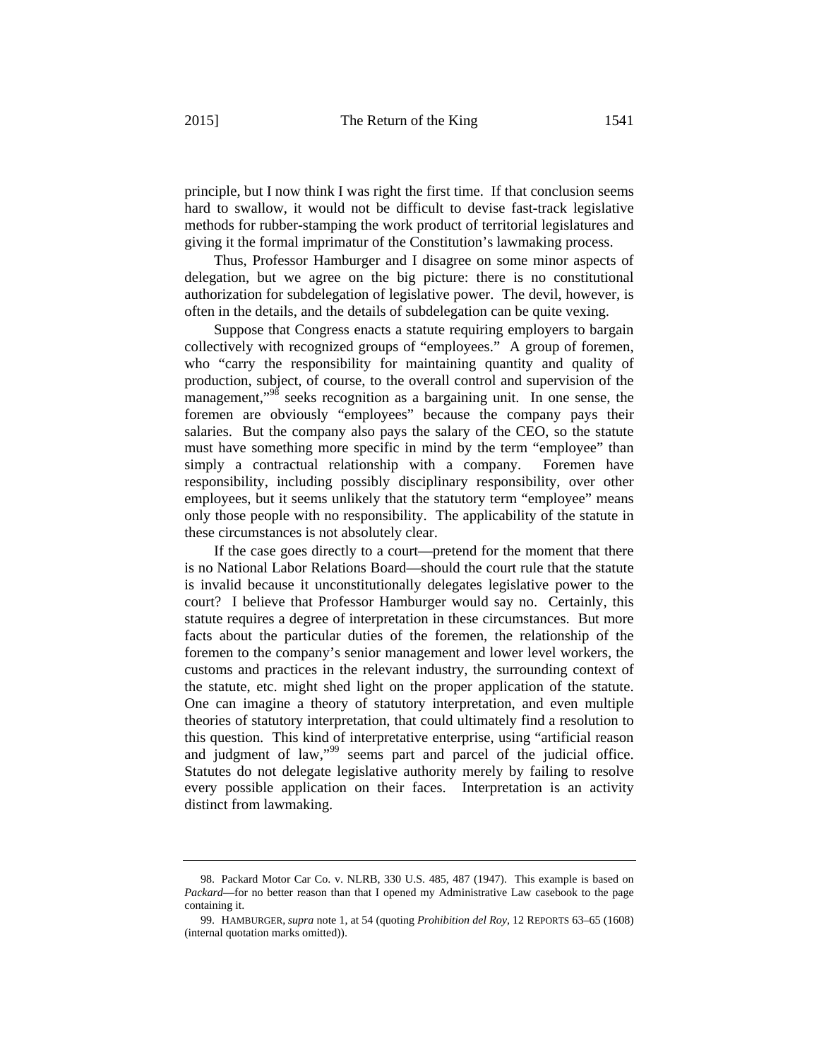principle, but I now think I was right the first time. If that conclusion seems hard to swallow, it would not be difficult to devise fast-track legislative methods for rubber-stamping the work product of territorial legislatures and giving it the formal imprimatur of the Constitution's lawmaking process.

Thus, Professor Hamburger and I disagree on some minor aspects of delegation, but we agree on the big picture: there is no constitutional authorization for subdelegation of legislative power. The devil, however, is often in the details, and the details of subdelegation can be quite vexing.

Suppose that Congress enacts a statute requiring employers to bargain collectively with recognized groups of "employees." A group of foremen, who "carry the responsibility for maintaining quantity and quality of production, subject, of course, to the overall control and supervision of the management,"[98] seeks recognition as a bargaining unit. In one sense, the foremen are obviously "employees" because the company pays their salaries. But the company also pays the salary of the CEO, so the statute must have something more specific in mind by the term "employee" than simply a contractual relationship with a company. Foremen have responsibility, including possibly disciplinary responsibility, over other employees, but it seems unlikely that the statutory term "employee" means only those people with no responsibility. The applicability of the statute in these circumstances is not absolutely clear.

If the case goes directly to a court—pretend for the moment that there is no National Labor Relations Board—should the court rule that the statute is invalid because it unconstitutionally delegates legislative power to the court? I believe that Professor Hamburger would say no. Certainly, this statute requires a degree of interpretation in these circumstances. But more facts about the particular duties of the foremen, the relationship of the foremen to the company's senior management and lower level workers, the customs and practices in the relevant industry, the surrounding context of the statute, etc. might shed light on the proper application of the statute. One can imagine a theory of statutory interpretation, and even multiple theories of statutory interpretation, that could ultimately find a resolution to this question. This kind of interpretative enterprise, using "artificial reason and judgment of law,"[99] seems part and parcel of the judicial office. Statutes do not delegate legislative authority merely by failing to resolve every possible application on their faces. Interpretation is an activity distinct from lawmaking.

---

98. Packard Motor Car Co. v. NLRB, 330 U.S. 485, 487 (1947). This example is based on *Packard*—for no better reason than that I opened my Administrative Law casebook to the page containing it.

99. HAMBURGER, *supra* note 1, at 54 (quoting *Prohibition del Roy*, 12 REPORTS 63–65 (1608) (internal quotation marks omitted)).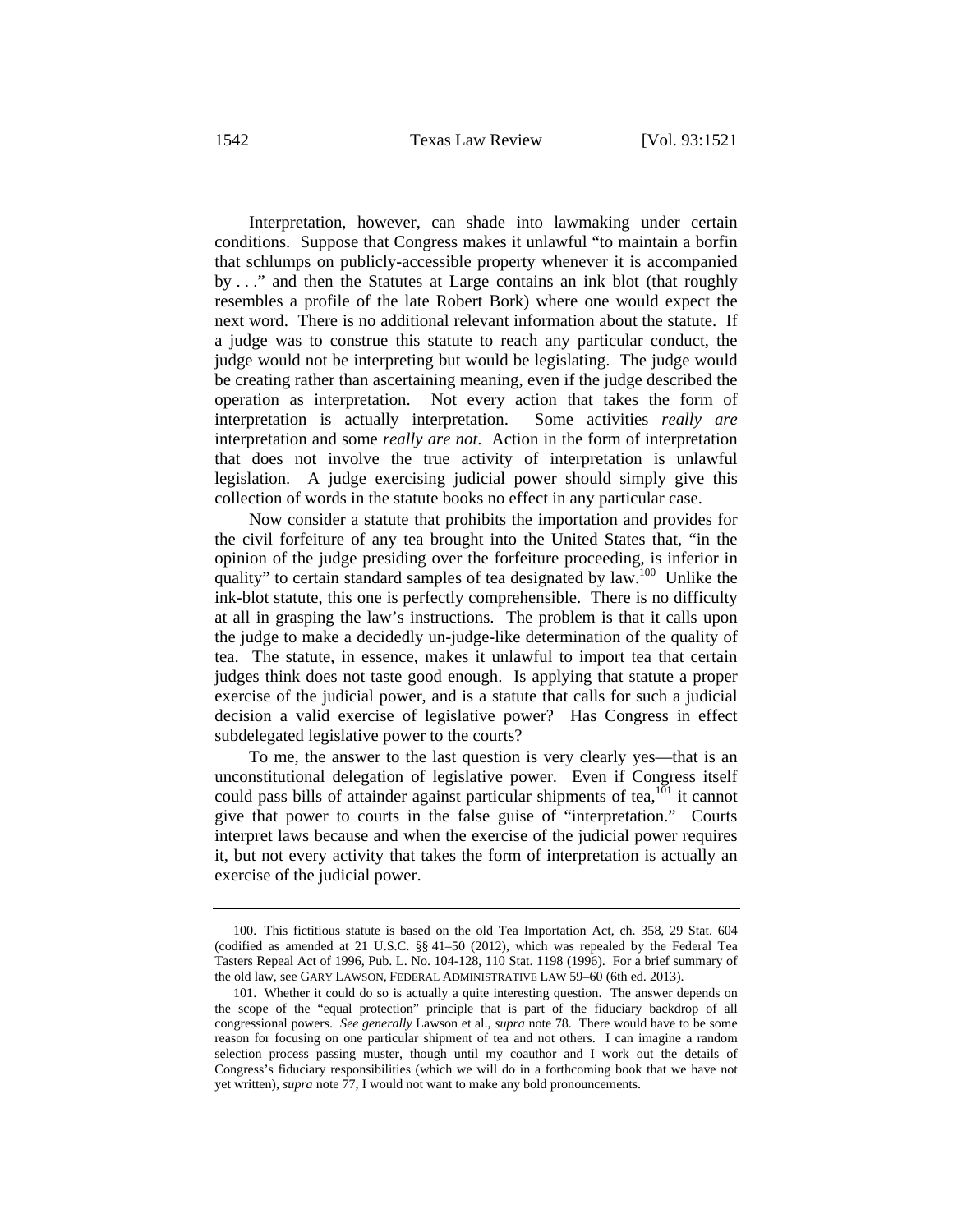Interpretation, however, can shade into lawmaking under certain conditions. Suppose that Congress makes it unlawful "to maintain a borfin that schlumps on publicly-accessible property whenever it is accompanied by . . ." and then the Statutes at Large contains an ink blot (that roughly resembles a profile of the late Robert Bork) where one would expect the next word. There is no additional relevant information about the statute. If a judge was to construe this statute to reach any particular conduct, the judge would not be interpreting but would be legislating. The judge would be creating rather than ascertaining meaning, even if the judge described the operation as interpretation. Not every action that takes the form of interpretation is actually interpretation. Some activities *really are* interpretation and some *really are not*. Action in the form of interpretation that does not involve the true activity of interpretation is unlawful legislation. A judge exercising judicial power should simply give this collection of words in the statute books no effect in any particular case.

Now consider a statute that prohibits the importation and provides for the civil forfeiture of any tea brought into the United States that, "in the opinion of the judge presiding over the forfeiture proceeding, is inferior in quality" to certain standard samples of tea designated by law.[100] Unlike the ink-blot statute, this one is perfectly comprehensible. There is no difficulty at all in grasping the law's instructions. The problem is that it calls upon the judge to make a decidedly un-judge-like determination of the quality of tea. The statute, in essence, makes it unlawful to import tea that certain judges think does not taste good enough. Is applying that statute a proper exercise of the judicial power, and is a statute that calls for such a judicial decision a valid exercise of legislative power? Has Congress in effect subdelegated legislative power to the courts?

To me, the answer to the last question is very clearly yes—that is an unconstitutional delegation of legislative power. Even if Congress itself could pass bills of attainder against particular shipments of tea,[101] it cannot give that power to courts in the false guise of "interpretation." Courts interpret laws because and when the exercise of the judicial power requires it, but not every activity that takes the form of interpretation is actually an exercise of the judicial power.

---

100. This fictitious statute is based on the old Tea Importation Act, ch. 358, 29 Stat. 604 (codified as amended at 21 U.S.C. §§ 41–50 (2012), which was repealed by the Federal Tea Tasters Repeal Act of 1996, Pub. L. No. 104-128, 110 Stat. 1198 (1996). For a brief summary of the old law, see GARY LAWSON, FEDERAL ADMINISTRATIVE LAW 59–60 (6th ed. 2013).

101. Whether it could do so is actually a quite interesting question. The answer depends on the scope of the "equal protection" principle that is part of the fiduciary backdrop of all congressional powers. *See generally* Lawson et al., *supra* note 78. There would have to be some reason for focusing on one particular shipment of tea and not others. I can imagine a random selection process passing muster, though until my coauthor and I work out the details of Congress's fiduciary responsibilities (which we will do in a forthcoming book that we have not yet written), *supra* note 77, I would not want to make any bold pronouncements.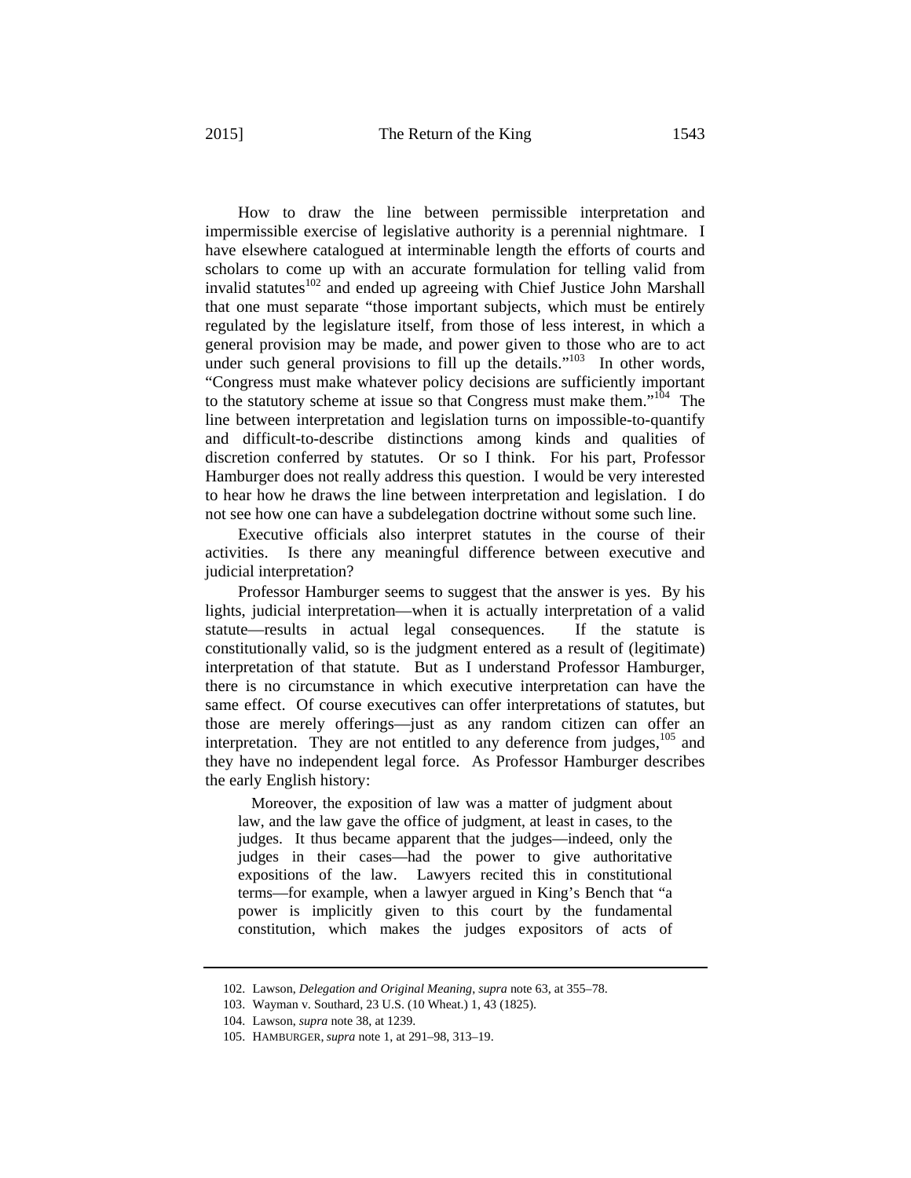How to draw the line between permissible interpretation and impermissible exercise of legislative authority is a perennial nightmare. I have elsewhere catalogued at interminable length the efforts of courts and scholars to come up with an accurate formulation for telling valid from invalid statutes[102] and ended up agreeing with Chief Justice John Marshall that one must separate "those important subjects, which must be entirely regulated by the legislature itself, from those of less interest, in which a general provision may be made, and power given to those who are to act under such general provisions to fill up the details."[103] In other words, "Congress must make whatever policy decisions are sufficiently important to the statutory scheme at issue so that Congress must make them."[104] The line between interpretation and legislation turns on impossible-to-quantify and difficult-to-describe distinctions among kinds and qualities of discretion conferred by statutes. Or so I think. For his part, Professor Hamburger does not really address this question. I would be very interested to hear how he draws the line between interpretation and legislation. I do not see how one can have a subdelegation doctrine without some such line.

Executive officials also interpret statutes in the course of their activities. Is there any meaningful difference between executive and judicial interpretation?

Professor Hamburger seems to suggest that the answer is yes. By his lights, judicial interpretation—when it is actually interpretation of a valid statute—results in actual legal consequences. If the statute is constitutionally valid, so is the judgment entered as a result of (legitimate) interpretation of that statute. But as I understand Professor Hamburger, there is no circumstance in which executive interpretation can have the same effect. Of course executives can offer interpretations of statutes, but those are merely offerings—just as any random citizen can offer an interpretation. They are not entitled to any deference from judges,[105] and they have no independent legal force. As Professor Hamburger describes the early English history:

> Moreover, the exposition of law was a matter of judgment about law, and the law gave the office of judgment, at least in cases, to the judges. It thus became apparent that the judges—indeed, only the judges in their cases—had the power to give authoritative expositions of the law. Lawyers recited this in constitutional terms—for example, when a lawyer argued in King's Bench that "a power is implicitly given to this court by the fundamental constitution, which makes the judges expositors of acts of

---

102. Lawson, *Delegation and Original Meaning*, *supra* note 63, at 355–78.

103. Wayman v. Southard, 23 U.S. (10 Wheat.) 1, 43 (1825).

104. Lawson, *supra* note 38, at 1239.

105. HAMBURGER, *supra* note 1, at 291–98, 313–19.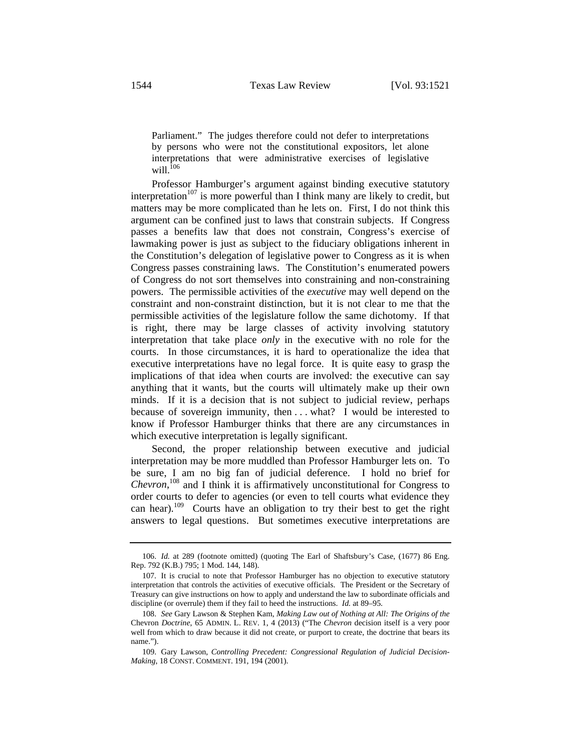> Parliament." The judges therefore could not defer to interpretations by persons who were not the constitutional expositors, let alone interpretations that were administrative exercises of legislative will.[106]

Professor Hamburger's argument against binding executive statutory interpretation[107] is more powerful than I think many are likely to credit, but matters may be more complicated than he lets on. First, I do not think this argument can be confined just to laws that constrain subjects. If Congress passes a benefits law that does not constrain, Congress's exercise of lawmaking power is just as subject to the fiduciary obligations inherent in the Constitution's delegation of legislative power to Congress as it is when Congress passes constraining laws. The Constitution's enumerated powers of Congress do not sort themselves into constraining and non-constraining powers. The permissible activities of the *executive* may well depend on the constraint and non-constraint distinction, but it is not clear to me that the permissible activities of the legislature follow the same dichotomy. If that is right, there may be large classes of activity involving statutory interpretation that take place *only* in the executive with no role for the courts. In those circumstances, it is hard to operationalize the idea that executive interpretations have no legal force. It is quite easy to grasp the implications of that idea when courts are involved: the executive can say anything that it wants, but the courts will ultimately make up their own minds. If it is a decision that is not subject to judicial review, perhaps because of sovereign immunity, then . . . what? I would be interested to know if Professor Hamburger thinks that there are any circumstances in which executive interpretation is legally significant.

Second, the proper relationship between executive and judicial interpretation may be more muddled than Professor Hamburger lets on. To be sure, I am no big fan of judicial deference. I hold no brief for *Chevron*,[108] and I think it is affirmatively unconstitutional for Congress to order courts to defer to agencies (or even to tell courts what evidence they can hear).[109] Courts have an obligation to try their best to get the right answers to legal questions. But sometimes executive interpretations are

---

106. *Id.* at 289 (footnote omitted) (quoting The Earl of Shaftsbury's Case, (1677) 86 Eng. Rep. 792 (K.B.) 795; 1 Mod. 144, 148).

107. It is crucial to note that Professor Hamburger has no objection to executive statutory interpretation that controls the activities of executive officials. The President or the Secretary of Treasury can give instructions on how to apply and understand the law to subordinate officials and discipline (or overrule) them if they fail to heed the instructions. *Id.* at 89–95.

108. *See* Gary Lawson & Stephen Kam, *Making Law out of Nothing at All: The Origins of the* Chevron *Doctrine*, 65 ADMIN. L. REV. 1, 4 (2013) ("The *Chevron* decision itself is a very poor well from which to draw because it did not create, or purport to create, the doctrine that bears its name.").

109. Gary Lawson, *Controlling Precedent: Congressional Regulation of Judicial Decision-Making*, 18 CONST. COMMENT. 191, 194 (2001).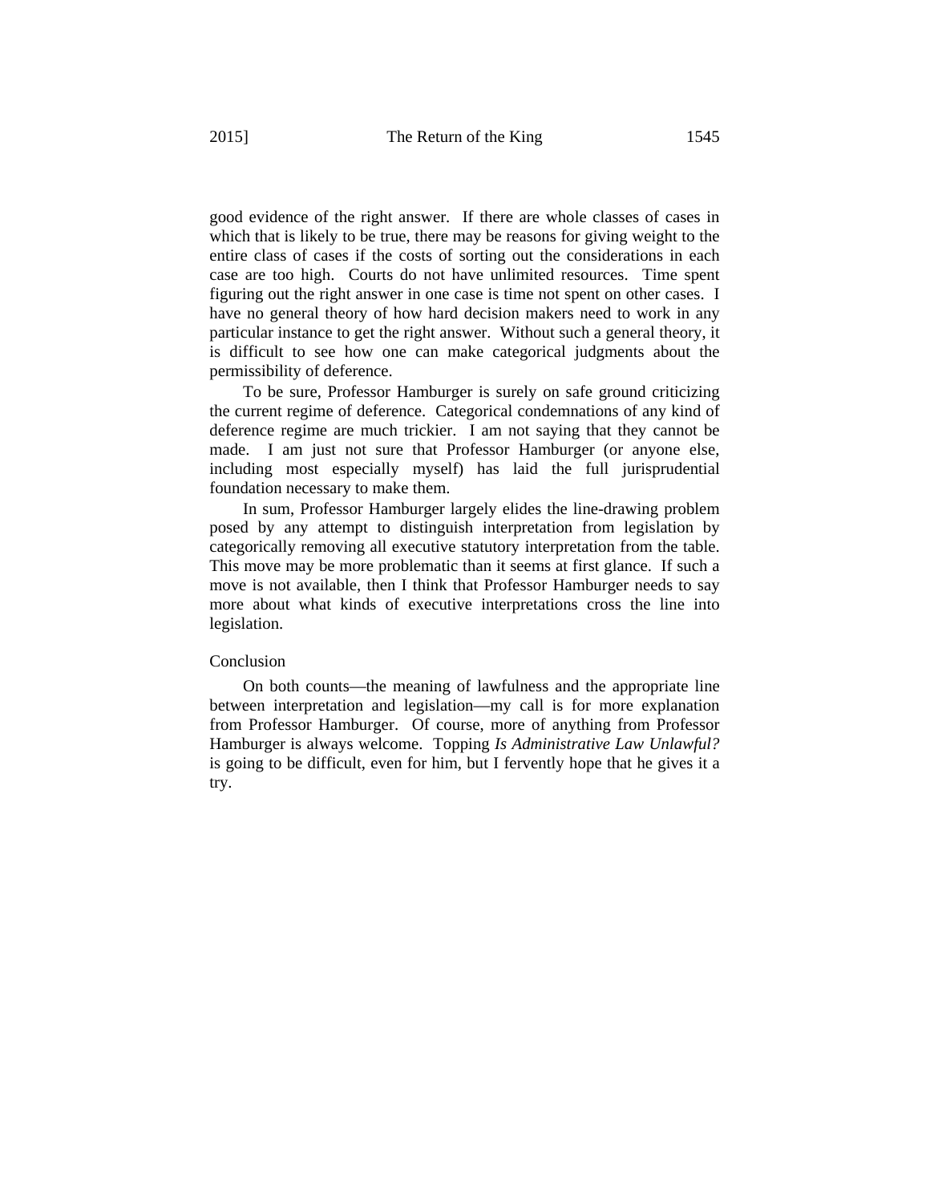good evidence of the right answer. If there are whole classes of cases in which that is likely to be true, there may be reasons for giving weight to the entire class of cases if the costs of sorting out the considerations in each case are too high. Courts do not have unlimited resources. Time spent figuring out the right answer in one case is time not spent on other cases. I have no general theory of how hard decision makers need to work in any particular instance to get the right answer. Without such a general theory, it is difficult to see how one can make categorical judgments about the permissibility of deference.

To be sure, Professor Hamburger is surely on safe ground criticizing the current regime of deference. Categorical condemnations of any kind of deference regime are much trickier. I am not saying that they cannot be made. I am just not sure that Professor Hamburger (or anyone else, including most especially myself) has laid the full jurisprudential foundation necessary to make them.

In sum, Professor Hamburger largely elides the line-drawing problem posed by any attempt to distinguish interpretation from legislation by categorically removing all executive statutory interpretation from the table. This move may be more problematic than it seems at first glance. If such a move is not available, then I think that Professor Hamburger needs to say more about what kinds of executive interpretations cross the line into legislation.

## Conclusion

On both counts—the meaning of lawfulness and the appropriate line between interpretation and legislation—my call is for more explanation from Professor Hamburger. Of course, more of anything from Professor Hamburger is always welcome. Topping *Is Administrative Law Unlawful?* is going to be difficult, even for him, but I fervently hope that he gives it a try.